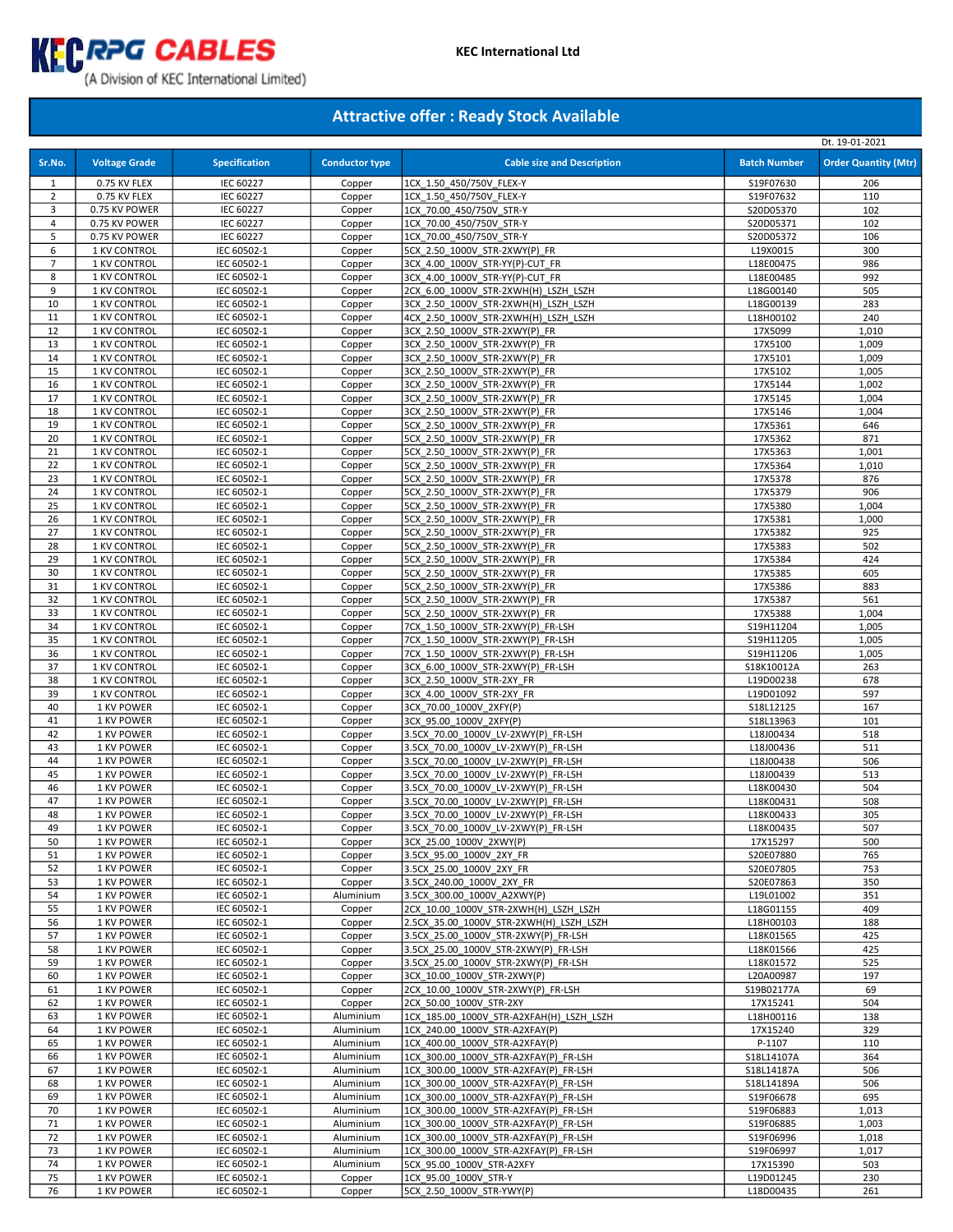KEC RPG CABLES
(A Division of KEC International Limited)

**KEC International Ltd**

## Attractive offer : Ready Stock Available

Dt. 19-01-2021

| Sr.No. | Voltage Grade | Specification | Conductor type | Cable size and Description | Batch Number | Order Quantity (Mtr) |
|---|---|---|---|---|---|---|
| 1 | 0.75 KV FLEX | IEC 60227 | Copper | 1CX_1.50_450/750V_FLEX-Y | S19F07630 | 206 |
| 2 | 0.75 KV FLEX | IEC 60227 | Copper | 1CX_1.50_450/750V_FLEX-Y | S19F07632 | 110 |
| 3 | 0.75 KV POWER | IEC 60227 | Copper | 1CX_70.00_450/750V_STR-Y | S20D05370 | 102 |
| 4 | 0.75 KV POWER | IEC 60227 | Copper | 1CX_70.00_450/750V_STR-Y | S20D05371 | 102 |
| 5 | 0.75 KV POWER | IEC 60227 | Copper | 1CX_70.00_450/750V_STR-Y | S20D05372 | 106 |
| 6 | 1 KV CONTROL | IEC 60502-1 | Copper | 5CX_2.50_1000V_STR-2XWY(P)_FR | L19X0015 | 300 |
| 7 | 1 KV CONTROL | IEC 60502-1 | Copper | 3CX_4.00_1000V_STR-YY(P)-CUT_FR | L18E00475 | 986 |
| 8 | 1 KV CONTROL | IEC 60502-1 | Copper | 3CX_4.00_1000V_STR-YY(P)-CUT_FR | L18E00485 | 992 |
| 9 | 1 KV CONTROL | IEC 60502-1 | Copper | 2CX_6.00_1000V_STR-2XWH(H)_LSZH_LSZH | L18G00140 | 505 |
| 10 | 1 KV CONTROL | IEC 60502-1 | Copper | 3CX_2.50_1000V_STR-2XWH(H)_LSZH_LSZH | L18G00139 | 283 |
| 11 | 1 KV CONTROL | IEC 60502-1 | Copper | 4CX_2.50_1000V_STR-2XWH(H)_LSZH_LSZH | L18H00102 | 240 |
| 12 | 1 KV CONTROL | IEC 60502-1 | Copper | 3CX_2.50_1000V_STR-2XWY(P)_FR | 17X5099 | 1,010 |
| 13 | 1 KV CONTROL | IEC 60502-1 | Copper | 3CX_2.50_1000V_STR-2XWY(P)_FR | 17X5100 | 1,009 |
| 14 | 1 KV CONTROL | IEC 60502-1 | Copper | 3CX_2.50_1000V_STR-2XWY(P)_FR | 17X5101 | 1,009 |
| 15 | 1 KV CONTROL | IEC 60502-1 | Copper | 3CX_2.50_1000V_STR-2XWY(P)_FR | 17X5102 | 1,005 |
| 16 | 1 KV CONTROL | IEC 60502-1 | Copper | 3CX_2.50_1000V_STR-2XWY(P)_FR | 17X5144 | 1,002 |
| 17 | 1 KV CONTROL | IEC 60502-1 | Copper | 3CX_2.50_1000V_STR-2XWY(P)_FR | 17X5145 | 1,004 |
| 18 | 1 KV CONTROL | IEC 60502-1 | Copper | 3CX_2.50_1000V_STR-2XWY(P)_FR | 17X5146 | 1,004 |
| 19 | 1 KV CONTROL | IEC 60502-1 | Copper | 5CX_2.50_1000V_STR-2XWY(P)_FR | 17X5361 | 646 |
| 20 | 1 KV CONTROL | IEC 60502-1 | Copper | 5CX_2.50_1000V_STR-2XWY(P)_FR | 17X5362 | 871 |
| 21 | 1 KV CONTROL | IEC 60502-1 | Copper | 5CX_2.50_1000V_STR-2XWY(P)_FR | 17X5363 | 1,001 |
| 22 | 1 KV CONTROL | IEC 60502-1 | Copper | 5CX_2.50_1000V_STR-2XWY(P)_FR | 17X5364 | 1,010 |
| 23 | 1 KV CONTROL | IEC 60502-1 | Copper | 5CX_2.50_1000V_STR-2XWY(P)_FR | 17X5378 | 876 |
| 24 | 1 KV CONTROL | IEC 60502-1 | Copper | 5CX_2.50_1000V_STR-2XWY(P)_FR | 17X5379 | 906 |
| 25 | 1 KV CONTROL | IEC 60502-1 | Copper | 5CX_2.50_1000V_STR-2XWY(P)_FR | 17X5380 | 1,004 |
| 26 | 1 KV CONTROL | IEC 60502-1 | Copper | 5CX_2.50_1000V_STR-2XWY(P)_FR | 17X5381 | 1,000 |
| 27 | 1 KV CONTROL | IEC 60502-1 | Copper | 5CX_2.50_1000V_STR-2XWY(P)_FR | 17X5382 | 925 |
| 28 | 1 KV CONTROL | IEC 60502-1 | Copper | 5CX_2.50_1000V_STR-2XWY(P)_FR | 17X5383 | 502 |
| 29 | 1 KV CONTROL | IEC 60502-1 | Copper | 5CX_2.50_1000V_STR-2XWY(P)_FR | 17X5384 | 424 |
| 30 | 1 KV CONTROL | IEC 60502-1 | Copper | 5CX_2.50_1000V_STR-2XWY(P)_FR | 17X5385 | 605 |
| 31 | 1 KV CONTROL | IEC 60502-1 | Copper | 5CX_2.50_1000V_STR-2XWY(P)_FR | 17X5386 | 883 |
| 32 | 1 KV CONTROL | IEC 60502-1 | Copper | 5CX_2.50_1000V_STR-2XWY(P)_FR | 17X5387 | 561 |
| 33 | 1 KV CONTROL | IEC 60502-1 | Copper | 5CX_2.50_1000V_STR-2XWY(P)_FR | 17X5388 | 1,004 |
| 34 | 1 KV CONTROL | IEC 60502-1 | Copper | 7CX_1.50_1000V_STR-2XWY(P)_FR-LSH | S19H11204 | 1,005 |
| 35 | 1 KV CONTROL | IEC 60502-1 | Copper | 7CX_1.50_1000V_STR-2XWY(P)_FR-LSH | S19H11205 | 1,005 |
| 36 | 1 KV CONTROL | IEC 60502-1 | Copper | 7CX_1.50_1000V_STR-2XWY(P)_FR-LSH | S19H11206 | 1,005 |
| 37 | 1 KV CONTROL | IEC 60502-1 | Copper | 3CX_6.00_1000V_STR-2XWY(P)_FR-LSH | S18K10012A | 263 |
| 38 | 1 KV CONTROL | IEC 60502-1 | Copper | 3CX_2.50_1000V_STR-2XY_FR | L19D00238 | 678 |
| 39 | 1 KV CONTROL | IEC 60502-1 | Copper | 3CX_4.00_1000V_STR-2XY_FR | L19D01092 | 597 |
| 40 | 1 KV POWER | IEC 60502-1 | Copper | 3CX_70.00_1000V_2XFY(P) | S18L12125 | 167 |
| 41 | 1 KV POWER | IEC 60502-1 | Copper | 3CX_95.00_1000V_2XFY(P) | S18L13963 | 101 |
| 42 | 1 KV POWER | IEC 60502-1 | Copper | 3.5CX_70.00_1000V_LV-2XWY(P)_FR-LSH | L18J00434 | 518 |
| 43 | 1 KV POWER | IEC 60502-1 | Copper | 3.5CX_70.00_1000V_LV-2XWY(P)_FR-LSH | L18J00436 | 511 |
| 44 | 1 KV POWER | IEC 60502-1 | Copper | 3.5CX_70.00_1000V_LV-2XWY(P)_FR-LSH | L18J00438 | 506 |
| 45 | 1 KV POWER | IEC 60502-1 | Copper | 3.5CX_70.00_1000V_LV-2XWY(P)_FR-LSH | L18J00439 | 513 |
| 46 | 1 KV POWER | IEC 60502-1 | Copper | 3.5CX_70.00_1000V_LV-2XWY(P)_FR-LSH | L18K00430 | 504 |
| 47 | 1 KV POWER | IEC 60502-1 | Copper | 3.5CX_70.00_1000V_LV-2XWY(P)_FR-LSH | L18K00431 | 508 |
| 48 | 1 KV POWER | IEC 60502-1 | Copper | 3.5CX_70.00_1000V_LV-2XWY(P)_FR-LSH | L18K00433 | 305 |
| 49 | 1 KV POWER | IEC 60502-1 | Copper | 3.5CX_70.00_1000V_LV-2XWY(P)_FR-LSH | L18K00435 | 507 |
| 50 | 1 KV POWER | IEC 60502-1 | Copper | 3CX_25.00_1000V_2XWY(P) | 17X15297 | 500 |
| 51 | 1 KV POWER | IEC 60502-1 | Copper | 3.5CX_95.00_1000V_2XY_FR | S20E07880 | 765 |
| 52 | 1 KV POWER | IEC 60502-1 | Copper | 3.5CX_25.00_1000V_2XY_FR | S20E07805 | 753 |
| 53 | 1 KV POWER | IEC 60502-1 | Copper | 3.5CX_240.00_1000V_2XY_FR | S20E07863 | 350 |
| 54 | 1 KV POWER | IEC 60502-1 | Aluminium | 3.5CX_300.00_1000V_A2XWY(P) | L19L01002 | 351 |
| 55 | 1 KV POWER | IEC 60502-1 | Copper | 2CX_10.00_1000V_STR-2XWH(H)_LSZH_LSZH | L18G01155 | 409 |
| 56 | 1 KV POWER | IEC 60502-1 | Copper | 2.5CX_35.00_1000V_STR-2XWH(H)_LSZH_LSZH | L18H00103 | 188 |
| 57 | 1 KV POWER | IEC 60502-1 | Copper | 3.5CX_25.00_1000V_STR-2XWY(P)_FR-LSH | L18K01565 | 425 |
| 58 | 1 KV POWER | IEC 60502-1 | Copper | 3.5CX_25.00_1000V_STR-2XWY(P)_FR-LSH | L18K01566 | 425 |
| 59 | 1 KV POWER | IEC 60502-1 | Copper | 3.5CX_25.00_1000V_STR-2XWY(P)_FR-LSH | L18K01572 | 525 |
| 60 | 1 KV POWER | IEC 60502-1 | Copper | 3CX_10.00_1000V_STR-2XWY(P) | L20A00987 | 197 |
| 61 | 1 KV POWER | IEC 60502-1 | Copper | 2CX_10.00_1000V_STR-2XWY(P)_FR-LSH | S19B02177A | 69 |
| 62 | 1 KV POWER | IEC 60502-1 | Copper | 2CX_50.00_1000V_STR-2XY | 17X15241 | 504 |
| 63 | 1 KV POWER | IEC 60502-1 | Aluminium | 1CX_185.00_1000V_STR-A2XFAH(H)_LSZH_LSZH | L18H00116 | 138 |
| 64 | 1 KV POWER | IEC 60502-1 | Aluminium | 1CX_240.00_1000V_STR-A2XFAY(P) | 17X15240 | 329 |
| 65 | 1 KV POWER | IEC 60502-1 | Aluminium | 1CX_400.00_1000V_STR-A2XFAY(P) | P-1107 | 110 |
| 66 | 1 KV POWER | IEC 60502-1 | Aluminium | 1CX_300.00_1000V_STR-A2XFAY(P)_FR-LSH | S18L14107A | 364 |
| 67 | 1 KV POWER | IEC 60502-1 | Aluminium | 1CX_300.00_1000V_STR-A2XFAY(P)_FR-LSH | S18L14187A | 506 |
| 68 | 1 KV POWER | IEC 60502-1 | Aluminium | 1CX_300.00_1000V_STR-A2XFAY(P)_FR-LSH | S18L14189A | 506 |
| 69 | 1 KV POWER | IEC 60502-1 | Aluminium | 1CX_300.00_1000V_STR-A2XFAY(P)_FR-LSH | S19F06678 | 695 |
| 70 | 1 KV POWER | IEC 60502-1 | Aluminium | 1CX_300.00_1000V_STR-A2XFAY(P)_FR-LSH | S19F06883 | 1,013 |
| 71 | 1 KV POWER | IEC 60502-1 | Aluminium | 1CX_300.00_1000V_STR-A2XFAY(P)_FR-LSH | S19F06885 | 1,003 |
| 72 | 1 KV POWER | IEC 60502-1 | Aluminium | 1CX_300.00_1000V_STR-A2XFAY(P)_FR-LSH | S19F06996 | 1,018 |
| 73 | 1 KV POWER | IEC 60502-1 | Aluminium | 1CX_300.00_1000V_STR-A2XFAY(P)_FR-LSH | S19F06997 | 1,017 |
| 74 | 1 KV POWER | IEC 60502-1 | Aluminium | 5CX_95.00_1000V_STR-A2XFY | 17X15390 | 503 |
| 75 | 1 KV POWER | IEC 60502-1 | Copper | 1CX_95.00_1000V_STR-Y | L19D01245 | 230 |
| 76 | 1 KV POWER | IEC 60502-1 | Copper | 5CX_2.50_1000V_STR-YWY(P) | L18D00435 | 261 |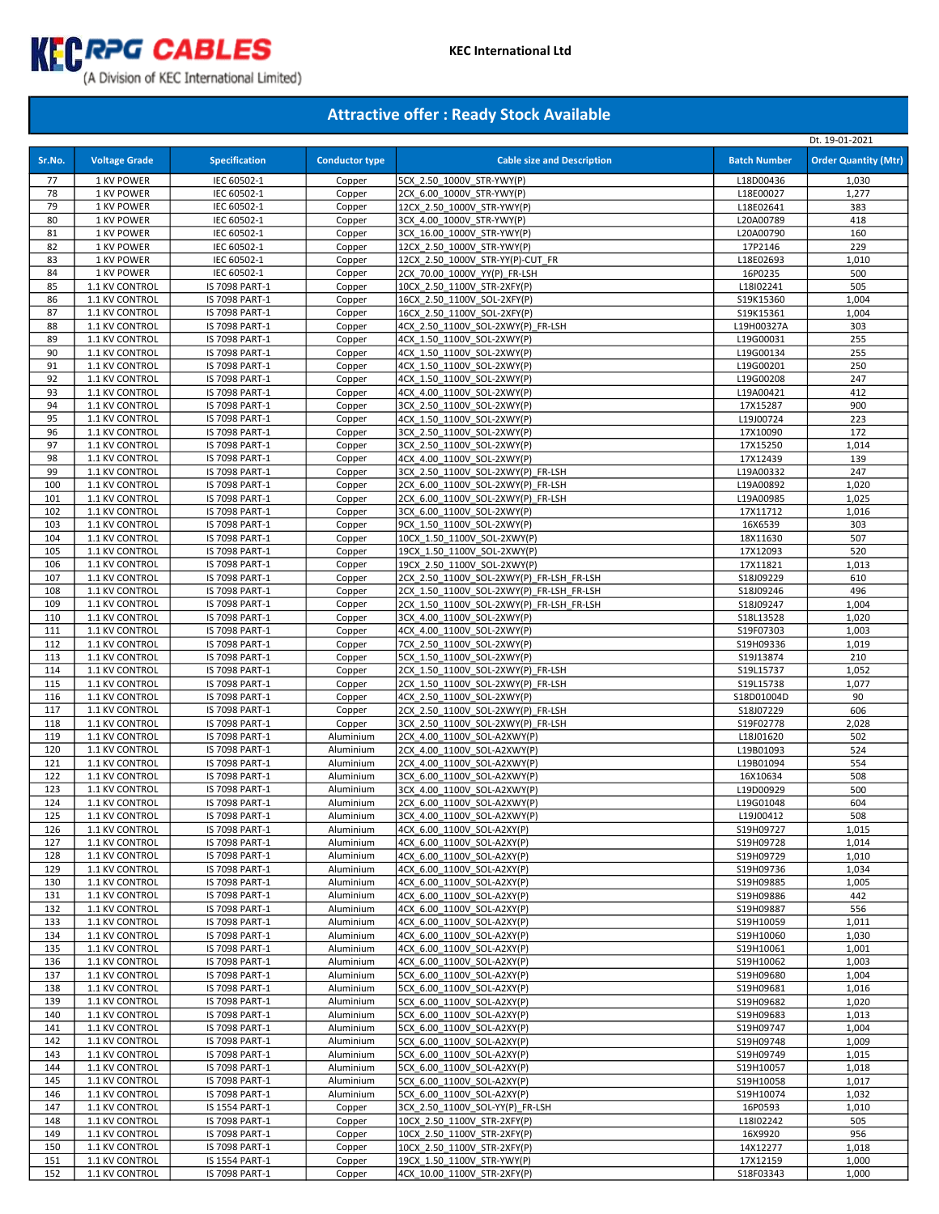KEC RPG CABLES
(A Division of KEC International Limited)

KEC International Ltd

## Attractive offer : Ready Stock Available

Dt. 19-01-2021

| Sr.No. | Voltage Grade | Specification | Conductor type | Cable size and Description | Batch Number | Order Quantity (Mtr) |
|---|---|---|---|---|---|---|
| 77 | 1 KV POWER | IEC 60502-1 | Copper | 5CX_2.50_1000V_STR-YWY(P) | L18D00436 | 1,030 |
| 78 | 1 KV POWER | IEC 60502-1 | Copper | 2CX_6.00_1000V_STR-YWY(P) | L18E00027 | 1,277 |
| 79 | 1 KV POWER | IEC 60502-1 | Copper | 12CX_2.50_1000V_STR-YWY(P) | L18E02641 | 383 |
| 80 | 1 KV POWER | IEC 60502-1 | Copper | 3CX_4.00_1000V_STR-YWY(P) | L20A00789 | 418 |
| 81 | 1 KV POWER | IEC 60502-1 | Copper | 3CX_16.00_1000V_STR-YWY(P) | L20A00790 | 160 |
| 82 | 1 KV POWER | IEC 60502-1 | Copper | 12CX_2.50_1000V_STR-YWY(P) | 17P2146 | 229 |
| 83 | 1 KV POWER | IEC 60502-1 | Copper | 12CX_2.50_1000V_STR-YY(P)-CUT_FR | L18E02693 | 1,010 |
| 84 | 1 KV POWER | IEC 60502-1 | Copper | 2CX_70.00_1000V_YY(P)_FR-LSH | 16P0235 | 500 |
| 85 | 1.1 KV CONTROL | IS 7098 PART-1 | Copper | 10CX_2.50_1100V_STR-2XFY(P) | L18I02241 | 505 |
| 86 | 1.1 KV CONTROL | IS 7098 PART-1 | Copper | 16CX_2.50_1100V_SOL-2XFY(P) | S19K15360 | 1,004 |
| 87 | 1.1 KV CONTROL | IS 7098 PART-1 | Copper | 16CX_2.50_1100V_SOL-2XFY(P) | S19K15361 | 1,004 |
| 88 | 1.1 KV CONTROL | IS 7098 PART-1 | Copper | 4CX_2.50_1100V_SOL-2XWY(P)_FR-LSH | L19H00327A | 303 |
| 89 | 1.1 KV CONTROL | IS 7098 PART-1 | Copper | 4CX_1.50_1100V_SOL-2XWY(P) | L19G00031 | 255 |
| 90 | 1.1 KV CONTROL | IS 7098 PART-1 | Copper | 4CX_1.50_1100V_SOL-2XWY(P) | L19G00134 | 255 |
| 91 | 1.1 KV CONTROL | IS 7098 PART-1 | Copper | 4CX_1.50_1100V_SOL-2XWY(P) | L19G00201 | 250 |
| 92 | 1.1 KV CONTROL | IS 7098 PART-1 | Copper | 4CX_1.50_1100V_SOL-2XWY(P) | L19G00208 | 247 |
| 93 | 1.1 KV CONTROL | IS 7098 PART-1 | Copper | 4CX_4.00_1100V_SOL-2XWY(P) | L19A00421 | 412 |
| 94 | 1.1 KV CONTROL | IS 7098 PART-1 | Copper | 3CX_2.50_1100V_SOL-2XWY(P) | 17X15287 | 900 |
| 95 | 1.1 KV CONTROL | IS 7098 PART-1 | Copper | 4CX_1.50_1100V_SOL-2XWY(P) | L19J00724 | 223 |
| 96 | 1.1 KV CONTROL | IS 7098 PART-1 | Copper | 3CX_2.50_1100V_SOL-2XWY(P) | 17X10090 | 172 |
| 97 | 1.1 KV CONTROL | IS 7098 PART-1 | Copper | 3CX_2.50_1100V_SOL-2XWY(P) | 17X15250 | 1,014 |
| 98 | 1.1 KV CONTROL | IS 7098 PART-1 | Copper | 4CX_4.00_1100V_SOL-2XWY(P) | 17X12439 | 139 |
| 99 | 1.1 KV CONTROL | IS 7098 PART-1 | Copper | 3CX_2.50_1100V_SOL-2XWY(P)_FR-LSH | L19A00332 | 247 |
| 100 | 1.1 KV CONTROL | IS 7098 PART-1 | Copper | 2CX_6.00_1100V_SOL-2XWY(P)_FR-LSH | L19A00892 | 1,020 |
| 101 | 1.1 KV CONTROL | IS 7098 PART-1 | Copper | 2CX_6.00_1100V_SOL-2XWY(P)_FR-LSH | L19A00985 | 1,025 |
| 102 | 1.1 KV CONTROL | IS 7098 PART-1 | Copper | 3CX_6.00_1100V_SOL-2XWY(P) | 17X11712 | 1,016 |
| 103 | 1.1 KV CONTROL | IS 7098 PART-1 | Copper | 9CX_1.50_1100V_SOL-2XWY(P) | 16X6539 | 303 |
| 104 | 1.1 KV CONTROL | IS 7098 PART-1 | Copper | 10CX_1.50_1100V_SOL-2XWY(P) | 18X11630 | 507 |
| 105 | 1.1 KV CONTROL | IS 7098 PART-1 | Copper | 19CX_1.50_1100V_SOL-2XWY(P) | 17X12093 | 520 |
| 106 | 1.1 KV CONTROL | IS 7098 PART-1 | Copper | 19CX_2.50_1100V_SOL-2XWY(P) | 17X11821 | 1,013 |
| 107 | 1.1 KV CONTROL | IS 7098 PART-1 | Copper | 2CX_2.50_1100V_SOL-2XWY(P)_FR-LSH_FR-LSH | S18J09229 | 610 |
| 108 | 1.1 KV CONTROL | IS 7098 PART-1 | Copper | 2CX_1.50_1100V_SOL-2XWY(P)_FR-LSH_FR-LSH | S18J09246 | 496 |
| 109 | 1.1 KV CONTROL | IS 7098 PART-1 | Copper | 2CX_1.50_1100V_SOL-2XWY(P)_FR-LSH_FR-LSH | S18J09247 | 1,004 |
| 110 | 1.1 KV CONTROL | IS 7098 PART-1 | Copper | 3CX_4.00_1100V_SOL-2XWY(P) | S18L13528 | 1,020 |
| 111 | 1.1 KV CONTROL | IS 7098 PART-1 | Copper | 4CX_4.00_1100V_SOL-2XWY(P) | S19F07303 | 1,003 |
| 112 | 1.1 KV CONTROL | IS 7098 PART-1 | Copper | 7CX_2.50_1100V_SOL-2XWY(P) | S19H09336 | 1,019 |
| 113 | 1.1 KV CONTROL | IS 7098 PART-1 | Copper | 5CX_1.50_1100V_SOL-2XWY(P) | S19J13874 | 210 |
| 114 | 1.1 KV CONTROL | IS 7098 PART-1 | Copper | 2CX_1.50_1100V_SOL-2XWY(P)_FR-LSH | S19L15737 | 1,052 |
| 115 | 1.1 KV CONTROL | IS 7098 PART-1 | Copper | 2CX_1.50_1100V_SOL-2XWY(P)_FR-LSH | S19L15738 | 1,077 |
| 116 | 1.1 KV CONTROL | IS 7098 PART-1 | Copper | 4CX_2.50_1100V_SOL-2XWY(P) | S18D01004D | 90 |
| 117 | 1.1 KV CONTROL | IS 7098 PART-1 | Copper | 2CX_2.50_1100V_SOL-2XWY(P)_FR-LSH | S18J07229 | 606 |
| 118 | 1.1 KV CONTROL | IS 7098 PART-1 | Copper | 3CX_2.50_1100V_SOL-2XWY(P)_FR-LSH | S19F02778 | 2,028 |
| 119 | 1.1 KV CONTROL | IS 7098 PART-1 | Aluminium | 2CX_4.00_1100V_SOL-A2XWY(P) | L18J01620 | 502 |
| 120 | 1.1 KV CONTROL | IS 7098 PART-1 | Aluminium | 2CX_4.00_1100V_SOL-A2XWY(P) | L19B01093 | 524 |
| 121 | 1.1 KV CONTROL | IS 7098 PART-1 | Aluminium | 2CX_4.00_1100V_SOL-A2XWY(P) | L19B01094 | 554 |
| 122 | 1.1 KV CONTROL | IS 7098 PART-1 | Aluminium | 3CX_6.00_1100V_SOL-A2XWY(P) | 16X10634 | 508 |
| 123 | 1.1 KV CONTROL | IS 7098 PART-1 | Aluminium | 3CX_4.00_1100V_SOL-A2XWY(P) | L19D00929 | 500 |
| 124 | 1.1 KV CONTROL | IS 7098 PART-1 | Aluminium | 2CX_6.00_1100V_SOL-A2XWY(P) | L19G01048 | 604 |
| 125 | 1.1 KV CONTROL | IS 7098 PART-1 | Aluminium | 3CX_4.00_1100V_SOL-A2XWY(P) | L19J00412 | 508 |
| 126 | 1.1 KV CONTROL | IS 7098 PART-1 | Aluminium | 4CX_6.00_1100V_SOL-A2XY(P) | S19H09727 | 1,015 |
| 127 | 1.1 KV CONTROL | IS 7098 PART-1 | Aluminium | 4CX_6.00_1100V_SOL-A2XY(P) | S19H09728 | 1,014 |
| 128 | 1.1 KV CONTROL | IS 7098 PART-1 | Aluminium | 4CX_6.00_1100V_SOL-A2XY(P) | S19H09729 | 1,010 |
| 129 | 1.1 KV CONTROL | IS 7098 PART-1 | Aluminium | 4CX_6.00_1100V_SOL-A2XY(P) | S19H09736 | 1,034 |
| 130 | 1.1 KV CONTROL | IS 7098 PART-1 | Aluminium | 4CX_6.00_1100V_SOL-A2XY(P) | S19H09885 | 1,005 |
| 131 | 1.1 KV CONTROL | IS 7098 PART-1 | Aluminium | 4CX_6.00_1100V_SOL-A2XY(P) | S19H09886 | 442 |
| 132 | 1.1 KV CONTROL | IS 7098 PART-1 | Aluminium | 4CX_6.00_1100V_SOL-A2XY(P) | S19H09887 | 556 |
| 133 | 1.1 KV CONTROL | IS 7098 PART-1 | Aluminium | 4CX_6.00_1100V_SOL-A2XY(P) | S19H10059 | 1,011 |
| 134 | 1.1 KV CONTROL | IS 7098 PART-1 | Aluminium | 4CX_6.00_1100V_SOL-A2XY(P) | S19H10060 | 1,030 |
| 135 | 1.1 KV CONTROL | IS 7098 PART-1 | Aluminium | 4CX_6.00_1100V_SOL-A2XY(P) | S19H10061 | 1,001 |
| 136 | 1.1 KV CONTROL | IS 7098 PART-1 | Aluminium | 4CX_6.00_1100V_SOL-A2XY(P) | S19H10062 | 1,003 |
| 137 | 1.1 KV CONTROL | IS 7098 PART-1 | Aluminium | 5CX_6.00_1100V_SOL-A2XY(P) | S19H09680 | 1,004 |
| 138 | 1.1 KV CONTROL | IS 7098 PART-1 | Aluminium | 5CX_6.00_1100V_SOL-A2XY(P) | S19H09681 | 1,016 |
| 139 | 1.1 KV CONTROL | IS 7098 PART-1 | Aluminium | 5CX_6.00_1100V_SOL-A2XY(P) | S19H09682 | 1,020 |
| 140 | 1.1 KV CONTROL | IS 7098 PART-1 | Aluminium | 5CX_6.00_1100V_SOL-A2XY(P) | S19H09683 | 1,013 |
| 141 | 1.1 KV CONTROL | IS 7098 PART-1 | Aluminium | 5CX_6.00_1100V_SOL-A2XY(P) | S19H09747 | 1,004 |
| 142 | 1.1 KV CONTROL | IS 7098 PART-1 | Aluminium | 5CX_6.00_1100V_SOL-A2XY(P) | S19H09748 | 1,009 |
| 143 | 1.1 KV CONTROL | IS 7098 PART-1 | Aluminium | 5CX_6.00_1100V_SOL-A2XY(P) | S19H09749 | 1,015 |
| 144 | 1.1 KV CONTROL | IS 7098 PART-1 | Aluminium | 5CX_6.00_1100V_SOL-A2XY(P) | S19H10057 | 1,018 |
| 145 | 1.1 KV CONTROL | IS 7098 PART-1 | Aluminium | 5CX_6.00_1100V_SOL-A2XY(P) | S19H10058 | 1,017 |
| 146 | 1.1 KV CONTROL | IS 7098 PART-1 | Aluminium | 5CX_6.00_1100V_SOL-A2XY(P) | S19H10074 | 1,032 |
| 147 | 1.1 KV CONTROL | IS 1554 PART-1 | Copper | 3CX_2.50_1100V_SOL-YY(P)_FR-LSH | 16P0593 | 1,010 |
| 148 | 1.1 KV CONTROL | IS 7098 PART-1 | Copper | 10CX_2.50_1100V_STR-2XFY(P) | L18I02242 | 505 |
| 149 | 1.1 KV CONTROL | IS 7098 PART-1 | Copper | 10CX_2.50_1100V_STR-2XFY(P) | 16X9920 | 956 |
| 150 | 1.1 KV CONTROL | IS 7098 PART-1 | Copper | 10CX_2.50_1100V_STR-2XFY(P) | 14X12277 | 1,018 |
| 151 | 1.1 KV CONTROL | IS 1554 PART-1 | Copper | 19CX_1.50_1100V_STR-YWY(P) | 17X12159 | 1,000 |
| 152 | 1.1 KV CONTROL | IS 7098 PART-1 | Copper | 4CX_10.00_1100V_STR-2XFY(P) | S18F03343 | 1,000 |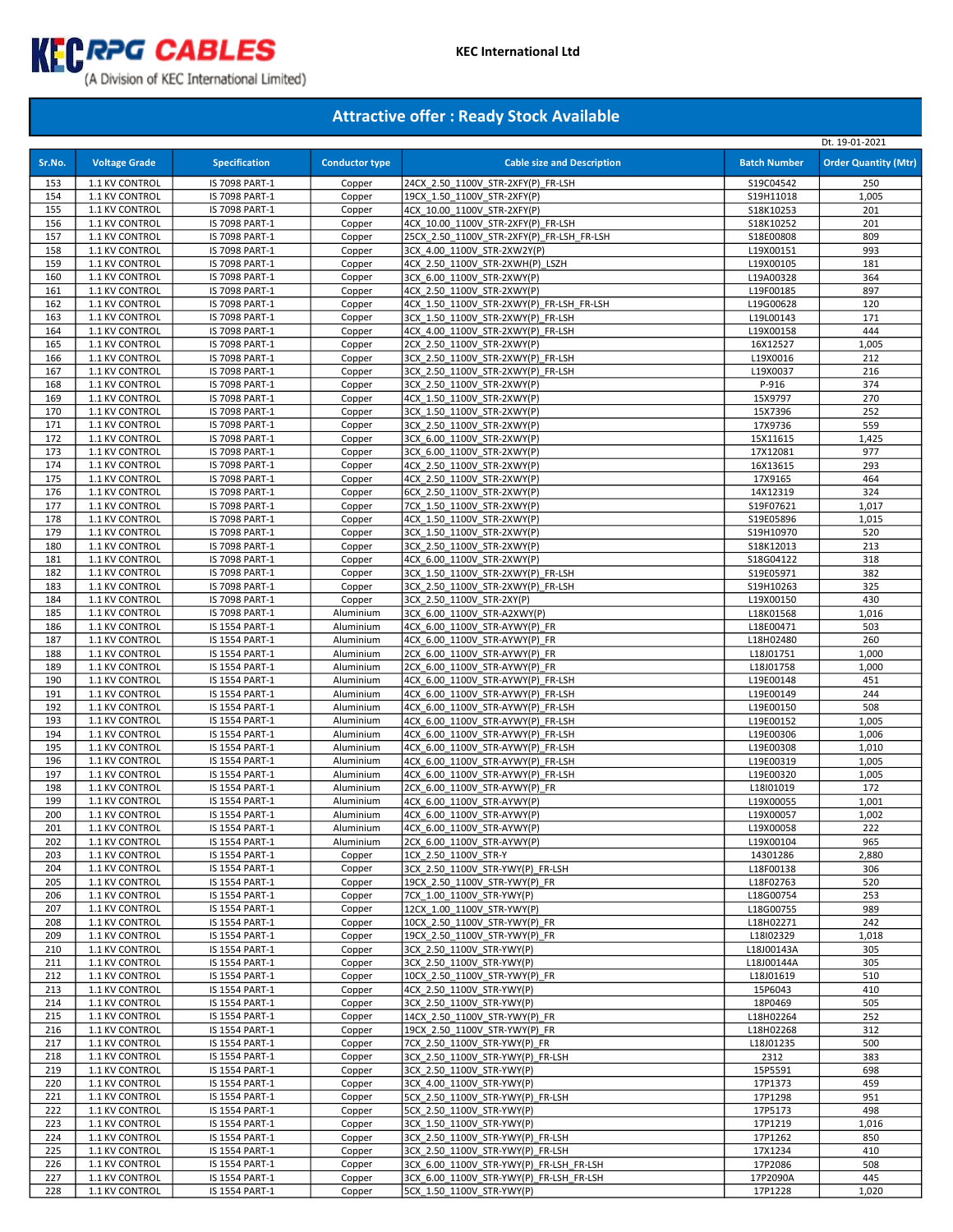KEC RPG CABLES (A Division of KEC International Limited)

KEC International Ltd

## Attractive offer : Ready Stock Available

Dt. 19-01-2021

| Sr.No. | Voltage Grade | Specification | Conductor type | Cable size and Description | Batch Number | Order Quantity (Mtr) |
|---|---|---|---|---|---|---|
| 153 | 1.1 KV CONTROL | IS 7098 PART-1 | Copper | 24CX_2.50_1100V_STR-2XFY(P)_FR-LSH | S19C04542 | 250 |
| 154 | 1.1 KV CONTROL | IS 7098 PART-1 | Copper | 19CX_1.50_1100V_STR-2XFY(P) | S19H11018 | 1,005 |
| 155 | 1.1 KV CONTROL | IS 7098 PART-1 | Copper | 4CX_10.00_1100V_STR-2XFY(P) | S18K10253 | 201 |
| 156 | 1.1 KV CONTROL | IS 7098 PART-1 | Copper | 4CX_10.00_1100V_STR-2XFY(P)_FR-LSH | S18K10252 | 201 |
| 157 | 1.1 KV CONTROL | IS 7098 PART-1 | Copper | 25CX_2.50_1100V_STR-2XFY(P)_FR-LSH_FR-LSH | S18E00808 | 809 |
| 158 | 1.1 KV CONTROL | IS 7098 PART-1 | Copper | 3CX_4.00_1100V_STR-2XW2Y(P) | L19X00151 | 993 |
| 159 | 1.1 KV CONTROL | IS 7098 PART-1 | Copper | 4CX_2.50_1100V_STR-2XWH(P)_LSZH | L19X00105 | 181 |
| 160 | 1.1 KV CONTROL | IS 7098 PART-1 | Copper | 3CX_6.00_1100V_STR-2XWY(P) | L19A00328 | 364 |
| 161 | 1.1 KV CONTROL | IS 7098 PART-1 | Copper | 4CX_2.50_1100V_STR-2XWY(P) | L19F00185 | 897 |
| 162 | 1.1 KV CONTROL | IS 7098 PART-1 | Copper | 4CX_1.50_1100V_STR-2XWY(P)_FR-LSH_FR-LSH | L19G00628 | 120 |
| 163 | 1.1 KV CONTROL | IS 7098 PART-1 | Copper | 3CX_1.50_1100V_STR-2XWY(P)_FR-LSH | L19L00143 | 171 |
| 164 | 1.1 KV CONTROL | IS 7098 PART-1 | Copper | 4CX_4.00_1100V_STR-2XWY(P)_FR-LSH | L19X00158 | 444 |
| 165 | 1.1 KV CONTROL | IS 7098 PART-1 | Copper | 2CX_2.50_1100V_STR-2XWY(P) | 16X12527 | 1,005 |
| 166 | 1.1 KV CONTROL | IS 7098 PART-1 | Copper | 3CX_2.50_1100V_STR-2XWY(P)_FR-LSH | L19X0016 | 212 |
| 167 | 1.1 KV CONTROL | IS 7098 PART-1 | Copper | 3CX_2.50_1100V_STR-2XWY(P)_FR-LSH | L19X0037 | 216 |
| 168 | 1.1 KV CONTROL | IS 7098 PART-1 | Copper | 3CX_2.50_1100V_STR-2XWY(P) | P-916 | 374 |
| 169 | 1.1 KV CONTROL | IS 7098 PART-1 | Copper | 4CX_1.50_1100V_STR-2XWY(P) | 15X9797 | 270 |
| 170 | 1.1 KV CONTROL | IS 7098 PART-1 | Copper | 3CX_1.50_1100V_STR-2XWY(P) | 15X7396 | 252 |
| 171 | 1.1 KV CONTROL | IS 7098 PART-1 | Copper | 3CX_2.50_1100V_STR-2XWY(P) | 17X9736 | 559 |
| 172 | 1.1 KV CONTROL | IS 7098 PART-1 | Copper | 3CX_6.00_1100V_STR-2XWY(P) | 15X11615 | 1,425 |
| 173 | 1.1 KV CONTROL | IS 7098 PART-1 | Copper | 3CX_6.00_1100V_STR-2XWY(P) | 17X12081 | 977 |
| 174 | 1.1 KV CONTROL | IS 7098 PART-1 | Copper | 4CX_2.50_1100V_STR-2XWY(P) | 16X13615 | 293 |
| 175 | 1.1 KV CONTROL | IS 7098 PART-1 | Copper | 4CX_2.50_1100V_STR-2XWY(P) | 17X9165 | 464 |
| 176 | 1.1 KV CONTROL | IS 7098 PART-1 | Copper | 6CX_2.50_1100V_STR-2XWY(P) | 14X12319 | 324 |
| 177 | 1.1 KV CONTROL | IS 7098 PART-1 | Copper | 7CX_1.50_1100V_STR-2XWY(P) | S19F07621 | 1,017 |
| 178 | 1.1 KV CONTROL | IS 7098 PART-1 | Copper | 4CX_1.50_1100V_STR-2XWY(P) | S19E05896 | 1,015 |
| 179 | 1.1 KV CONTROL | IS 7098 PART-1 | Copper | 3CX_1.50_1100V_STR-2XWY(P) | S19H10970 | 520 |
| 180 | 1.1 KV CONTROL | IS 7098 PART-1 | Copper | 3CX_2.50_1100V_STR-2XWY(P) | S18K12013 | 213 |
| 181 | 1.1 KV CONTROL | IS 7098 PART-1 | Copper | 4CX_6.00_1100V_STR-2XWY(P) | S18G04122 | 318 |
| 182 | 1.1 KV CONTROL | IS 7098 PART-1 | Copper | 3CX_1.50_1100V_STR-2XWY(P)_FR-LSH | S19E05971 | 382 |
| 183 | 1.1 KV CONTROL | IS 7098 PART-1 | Copper | 3CX_2.50_1100V_STR-2XWY(P)_FR-LSH | S19H10263 | 325 |
| 184 | 1.1 KV CONTROL | IS 7098 PART-1 | Copper | 3CX_2.50_1100V_STR-2XY(P) | L19X00150 | 430 |
| 185 | 1.1 KV CONTROL | IS 7098 PART-1 | Aluminium | 3CX_6.00_1100V_STR-A2XWY(P) | L18K01568 | 1,016 |
| 186 | 1.1 KV CONTROL | IS 1554 PART-1 | Aluminium | 4CX_6.00_1100V_STR-AYWY(P)_FR | L18E00471 | 503 |
| 187 | 1.1 KV CONTROL | IS 1554 PART-1 | Aluminium | 4CX_6.00_1100V_STR-AYWY(P)_FR | L18H02480 | 260 |
| 188 | 1.1 KV CONTROL | IS 1554 PART-1 | Aluminium | 2CX_6.00_1100V_STR-AYWY(P)_FR | L18J01751 | 1,000 |
| 189 | 1.1 KV CONTROL | IS 1554 PART-1 | Aluminium | 2CX_6.00_1100V_STR-AYWY(P)_FR | L18J01758 | 1,000 |
| 190 | 1.1 KV CONTROL | IS 1554 PART-1 | Aluminium | 4CX_6.00_1100V_STR-AYWY(P)_FR-LSH | L19E00148 | 451 |
| 191 | 1.1 KV CONTROL | IS 1554 PART-1 | Aluminium | 4CX_6.00_1100V_STR-AYWY(P)_FR-LSH | L19E00149 | 244 |
| 192 | 1.1 KV CONTROL | IS 1554 PART-1 | Aluminium | 4CX_6.00_1100V_STR-AYWY(P)_FR-LSH | L19E00150 | 508 |
| 193 | 1.1 KV CONTROL | IS 1554 PART-1 | Aluminium | 4CX_6.00_1100V_STR-AYWY(P)_FR-LSH | L19E00152 | 1,005 |
| 194 | 1.1 KV CONTROL | IS 1554 PART-1 | Aluminium | 4CX_6.00_1100V_STR-AYWY(P)_FR-LSH | L19E00306 | 1,006 |
| 195 | 1.1 KV CONTROL | IS 1554 PART-1 | Aluminium | 4CX_6.00_1100V_STR-AYWY(P)_FR-LSH | L19E00308 | 1,010 |
| 196 | 1.1 KV CONTROL | IS 1554 PART-1 | Aluminium | 4CX_6.00_1100V_STR-AYWY(P)_FR-LSH | L19E00319 | 1,005 |
| 197 | 1.1 KV CONTROL | IS 1554 PART-1 | Aluminium | 4CX_6.00_1100V_STR-AYWY(P)_FR-LSH | L19E00320 | 1,005 |
| 198 | 1.1 KV CONTROL | IS 1554 PART-1 | Aluminium | 2CX_6.00_1100V_STR-AYWY(P)_FR | L18I01019 | 172 |
| 199 | 1.1 KV CONTROL | IS 1554 PART-1 | Aluminium | 4CX_6.00_1100V_STR-AYWY(P) | L19X00055 | 1,001 |
| 200 | 1.1 KV CONTROL | IS 1554 PART-1 | Aluminium | 4CX_6.00_1100V_STR-AYWY(P) | L19X00057 | 1,002 |
| 201 | 1.1 KV CONTROL | IS 1554 PART-1 | Aluminium | 4CX_6.00_1100V_STR-AYWY(P) | L19X00058 | 222 |
| 202 | 1.1 KV CONTROL | IS 1554 PART-1 | Aluminium | 2CX_6.00_1100V_STR-AYWY(P) | L19X00104 | 965 |
| 203 | 1.1 KV CONTROL | IS 1554 PART-1 | Copper | 1CX_2.50_1100V_STR-Y | 14301286 | 2,880 |
| 204 | 1.1 KV CONTROL | IS 1554 PART-1 | Copper | 3CX_2.50_1100V_STR-YWY(P)_FR-LSH | L18F00138 | 306 |
| 205 | 1.1 KV CONTROL | IS 1554 PART-1 | Copper | 19CX_2.50_1100V_STR-YWY(P)_FR | L18F02763 | 520 |
| 206 | 1.1 KV CONTROL | IS 1554 PART-1 | Copper | 7CX_1.00_1100V_STR-YWY(P) | L18G00754 | 253 |
| 207 | 1.1 KV CONTROL | IS 1554 PART-1 | Copper | 12CX_1.00_1100V_STR-YWY(P) | L18G00755 | 989 |
| 208 | 1.1 KV CONTROL | IS 1554 PART-1 | Copper | 10CX_2.50_1100V_STR-YWY(P)_FR | L18H02271 | 242 |
| 209 | 1.1 KV CONTROL | IS 1554 PART-1 | Copper | 19CX_2.50_1100V_STR-YWY(P)_FR | L18I02329 | 1,018 |
| 210 | 1.1 KV CONTROL | IS 1554 PART-1 | Copper | 3CX_2.50_1100V_STR-YWY(P) | L18J00143A | 305 |
| 211 | 1.1 KV CONTROL | IS 1554 PART-1 | Copper | 3CX_2.50_1100V_STR-YWY(P) | L18J00144A | 305 |
| 212 | 1.1 KV CONTROL | IS 1554 PART-1 | Copper | 10CX_2.50_1100V_STR-YWY(P)_FR | L18J01619 | 510 |
| 213 | 1.1 KV CONTROL | IS 1554 PART-1 | Copper | 4CX_2.50_1100V_STR-YWY(P) | 15P6043 | 410 |
| 214 | 1.1 KV CONTROL | IS 1554 PART-1 | Copper | 3CX_2.50_1100V_STR-YWY(P) | 18P0469 | 505 |
| 215 | 1.1 KV CONTROL | IS 1554 PART-1 | Copper | 14CX_2.50_1100V_STR-YWY(P)_FR | L18H02264 | 252 |
| 216 | 1.1 KV CONTROL | IS 1554 PART-1 | Copper | 19CX_2.50_1100V_STR-YWY(P)_FR | L18H02268 | 312 |
| 217 | 1.1 KV CONTROL | IS 1554 PART-1 | Copper | 7CX_2.50_1100V_STR-YWY(P)_FR | L18J01235 | 500 |
| 218 | 1.1 KV CONTROL | IS 1554 PART-1 | Copper | 3CX_2.50_1100V_STR-YWY(P)_FR-LSH | 2312 | 383 |
| 219 | 1.1 KV CONTROL | IS 1554 PART-1 | Copper | 3CX_2.50_1100V_STR-YWY(P) | 15P5591 | 698 |
| 220 | 1.1 KV CONTROL | IS 1554 PART-1 | Copper | 3CX_4.00_1100V_STR-YWY(P) | 17P1373 | 459 |
| 221 | 1.1 KV CONTROL | IS 1554 PART-1 | Copper | 5CX_2.50_1100V_STR-YWY(P)_FR-LSH | 17P1298 | 951 |
| 222 | 1.1 KV CONTROL | IS 1554 PART-1 | Copper | 5CX_2.50_1100V_STR-YWY(P) | 17P5173 | 498 |
| 223 | 1.1 KV CONTROL | IS 1554 PART-1 | Copper | 3CX_1.50_1100V_STR-YWY(P) | 17P1219 | 1,016 |
| 224 | 1.1 KV CONTROL | IS 1554 PART-1 | Copper | 3CX_2.50_1100V_STR-YWY(P)_FR-LSH | 17P1262 | 850 |
| 225 | 1.1 KV CONTROL | IS 1554 PART-1 | Copper | 3CX_2.50_1100V_STR-YWY(P)_FR-LSH | 17X1234 | 410 |
| 226 | 1.1 KV CONTROL | IS 1554 PART-1 | Copper | 3CX_6.00_1100V_STR-YWY(P)_FR-LSH_FR-LSH | 17P2086 | 508 |
| 227 | 1.1 KV CONTROL | IS 1554 PART-1 | Copper | 3CX_6.00_1100V_STR-YWY(P)_FR-LSH_FR-LSH | 17P2090A | 445 |
| 228 | 1.1 KV CONTROL | IS 1554 PART-1 | Copper | 5CX_1.50_1100V_STR-YWY(P) | 17P1228 | 1,020 |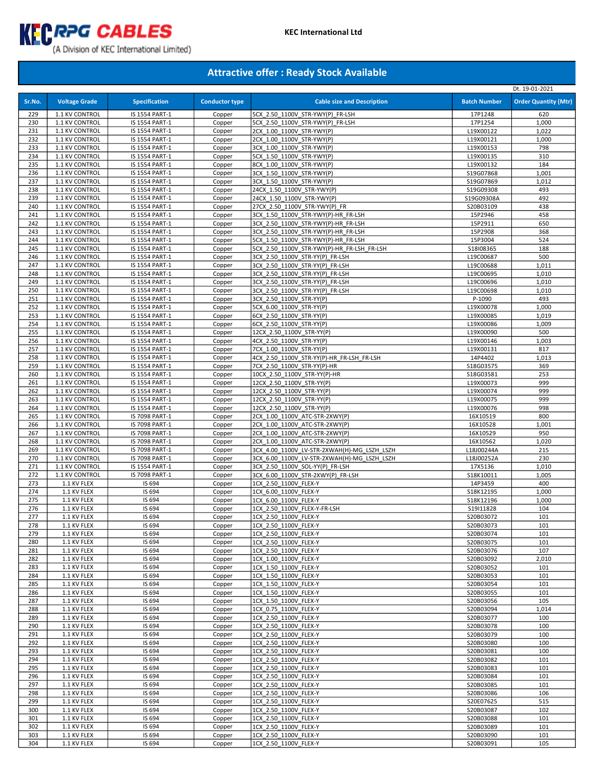KEC RPG CABLES (A Division of KEC International Limited)

KEC International Ltd

## Attractive offer : Ready Stock Available

Dt. 19-01-2021

| Sr.No. | Voltage Grade | Specification | Conductor type | Cable size and Description | Batch Number | Order Quantity (Mtr) |
|---|---|---|---|---|---|---|
| 229 | 1.1 KV CONTROL | IS 1554 PART-1 | Copper | 5CX_2.50_1100V_STR-YWY(P)_FR-LSH | 17P1248 | 620 |
| 230 | 1.1 KV CONTROL | IS 1554 PART-1 | Copper | 5CX_2.50_1100V_STR-YWY(P)_FR-LSH | 17P1254 | 1,000 |
| 231 | 1.1 KV CONTROL | IS 1554 PART-1 | Copper | 2CX_1.00_1100V_STR-YWY(P) | L19X00122 | 1,022 |
| 232 | 1.1 KV CONTROL | IS 1554 PART-1 | Copper | 2CX_1.00_1100V_STR-YWY(P) | L19X00121 | 1,000 |
| 233 | 1.1 KV CONTROL | IS 1554 PART-1 | Copper | 3CX_1.00_1100V_STR-YWY(P) | L19X00153 | 798 |
| 234 | 1.1 KV CONTROL | IS 1554 PART-1 | Copper | 5CX_1.50_1100V_STR-YWY(P) | L19X00135 | 310 |
| 235 | 1.1 KV CONTROL | IS 1554 PART-1 | Copper | 8CX_1.00_1100V_STR-YWY(P) | L19X00132 | 184 |
| 236 | 1.1 KV CONTROL | IS 1554 PART-1 | Copper | 3CX_1.50_1100V_STR-YWY(P) | S19G07868 | 1,001 |
| 237 | 1.1 KV CONTROL | IS 1554 PART-1 | Copper | 3CX_1.50_1100V_STR-YWY(P) | S19G07869 | 1,012 |
| 238 | 1.1 KV CONTROL | IS 1554 PART-1 | Copper | 24CX_1.50_1100V_STR-YWY(P) | S19G09308 | 493 |
| 239 | 1.1 KV CONTROL | IS 1554 PART-1 | Copper | 24CX_1.50_1100V_STR-YWY(P) | S19G09308A | 492 |
| 240 | 1.1 KV CONTROL | IS 1554 PART-1 | Copper | 27CX_2.50_1100V_STR-YWY(P)_FR | S20B03109 | 438 |
| 241 | 1.1 KV CONTROL | IS 1554 PART-1 | Copper | 3CX_1.50_1100V_STR-YWY(P)-HR_FR-LSH | 15P2946 | 458 |
| 242 | 1.1 KV CONTROL | IS 1554 PART-1 | Copper | 3CX_2.50_1100V_STR-YWY(P)-HR_FR-LSH | 15P2911 | 650 |
| 243 | 1.1 KV CONTROL | IS 1554 PART-1 | Copper | 3CX_2.50_1100V_STR-YWY(P)-HR_FR-LSH | 15P2908 | 368 |
| 244 | 1.1 KV CONTROL | IS 1554 PART-1 | Copper | 5CX_1.50_1100V_STR-YWY(P)-HR_FR-LSH | 15P3004 | 524 |
| 245 | 1.1 KV CONTROL | IS 1554 PART-1 | Copper | 5CX_2.50_1100V_STR-YWY(P)-HR_FR-LSH_FR-LSH | S18I08365 | 188 |
| 246 | 1.1 KV CONTROL | IS 1554 PART-1 | Copper | 3CX_2.50_1100V_STR-YY(P)_FR-LSH | L19C00687 | 500 |
| 247 | 1.1 KV CONTROL | IS 1554 PART-1 | Copper | 3CX_2.50_1100V_STR-YY(P)_FR-LSH | L19C00688 | 1,011 |
| 248 | 1.1 KV CONTROL | IS 1554 PART-1 | Copper | 3CX_2.50_1100V_STR-YY(P)_FR-LSH | L19C00695 | 1,010 |
| 249 | 1.1 KV CONTROL | IS 1554 PART-1 | Copper | 3CX_2.50_1100V_STR-YY(P)_FR-LSH | L19C00696 | 1,010 |
| 250 | 1.1 KV CONTROL | IS 1554 PART-1 | Copper | 3CX_2.50_1100V_STR-YY(P)_FR-LSH | L19C00698 | 1,010 |
| 251 | 1.1 KV CONTROL | IS 1554 PART-1 | Copper | 3CX_2.50_1100V_STR-YY(P) | P-1090 | 493 |
| 252 | 1.1 KV CONTROL | IS 1554 PART-1 | Copper | 5CX_6.00_1100V_STR-YY(P) | L19X00078 | 1,000 |
| 253 | 1.1 KV CONTROL | IS 1554 PART-1 | Copper | 6CX_2.50_1100V_STR-YY(P) | L19X00085 | 1,019 |
| 254 | 1.1 KV CONTROL | IS 1554 PART-1 | Copper | 6CX_2.50_1100V_STR-YY(P) | L19X00086 | 1,009 |
| 255 | 1.1 KV CONTROL | IS 1554 PART-1 | Copper | 12CX_2.50_1100V_STR-YY(P) | L19X00090 | 500 |
| 256 | 1.1 KV CONTROL | IS 1554 PART-1 | Copper | 4CX_2.50_1100V_STR-YY(P) | L19X00146 | 1,003 |
| 257 | 1.1 KV CONTROL | IS 1554 PART-1 | Copper | 7CX_1.00_1100V_STR-YY(P) | L19X00131 | 817 |
| 258 | 1.1 KV CONTROL | IS 1554 PART-1 | Copper | 4CX_2.50_1100V_STR-YY(P)-HR_FR-LSH_FR-LSH | 14P4402 | 1,013 |
| 259 | 1.1 KV CONTROL | IS 1554 PART-1 | Copper | 7CX_2.50_1100V_STR-YY(P)-HR | S18G03575 | 369 |
| 260 | 1.1 KV CONTROL | IS 1554 PART-1 | Copper | 10CX_2.50_1100V_STR-YY(P)-HR | S18G03581 | 253 |
| 261 | 1.1 KV CONTROL | IS 1554 PART-1 | Copper | 12CX_2.50_1100V_STR-YY(P) | L19X00073 | 999 |
| 262 | 1.1 KV CONTROL | IS 1554 PART-1 | Copper | 12CX_2.50_1100V_STR-YY(P) | L19X00074 | 999 |
| 263 | 1.1 KV CONTROL | IS 1554 PART-1 | Copper | 12CX_2.50_1100V_STR-YY(P) | L19X00075 | 999 |
| 264 | 1.1 KV CONTROL | IS 1554 PART-1 | Copper | 12CX_2.50_1100V_STR-YY(P) | L19X00076 | 998 |
| 265 | 1.1 KV CONTROL | IS 7098 PART-1 | Copper | 2CX_1.00_1100V_ATC-STR-2XWY(P) | 16X10519 | 800 |
| 266 | 1.1 KV CONTROL | IS 7098 PART-1 | Copper | 2CX_1.00_1100V_ATC-STR-2XWY(P) | 16X10528 | 1,001 |
| 267 | 1.1 KV CONTROL | IS 7098 PART-1 | Copper | 2CX_1.00_1100V_ATC-STR-2XWY(P) | 16X10529 | 950 |
| 268 | 1.1 KV CONTROL | IS 7098 PART-1 | Copper | 2CX_1.00_1100V_ATC-STR-2XWY(P) | 16X10562 | 1,020 |
| 269 | 1.1 KV CONTROL | IS 7098 PART-1 | Copper | 3CX_4.00_1100V_LV-STR-2XWAH(H)-MG_LSZH_LSZH | L18J00244A | 215 |
| 270 | 1.1 KV CONTROL | IS 7098 PART-1 | Copper | 3CX_6.00_1100V_LV-STR-2XWAH(H)-MG_LSZH_LSZH | L18J00252A | 230 |
| 271 | 1.1 KV CONTROL | IS 1554 PART-1 | Copper | 3CX_2.50_1100V_SOL-YY(P)_FR-LSH | 17X5136 | 1,010 |
| 272 | 1.1 KV CONTROL | IS 7098 PART-1 | Copper | 3CX_6.00_1100V_STR-2XWY(P)_FR-LSH | S18K10011 | 1,005 |
| 273 | 1.1 KV FLEX | IS 694 | Copper | 1CX_2.50_1100V_FLEX-Y | 14P3459 | 400 |
| 274 | 1.1 KV FLEX | IS 694 | Copper | 1CX_6.00_1100V_FLEX-Y | S18K12195 | 1,000 |
| 275 | 1.1 KV FLEX | IS 694 | Copper | 1CX_6.00_1100V_FLEX-Y | S18K12196 | 1,000 |
| 276 | 1.1 KV FLEX | IS 694 | Copper | 1CX_2.50_1100V_FLEX-Y-FR-LSH | S19I11828 | 104 |
| 277 | 1.1 KV FLEX | IS 694 | Copper | 1CX_2.50_1100V_FLEX-Y | S20B03072 | 101 |
| 278 | 1.1 KV FLEX | IS 694 | Copper | 1CX_2.50_1100V_FLEX-Y | S20B03073 | 101 |
| 279 | 1.1 KV FLEX | IS 694 | Copper | 1CX_2.50_1100V_FLEX-Y | S20B03074 | 101 |
| 280 | 1.1 KV FLEX | IS 694 | Copper | 1CX_2.50_1100V_FLEX-Y | S20B03075 | 101 |
| 281 | 1.1 KV FLEX | IS 694 | Copper | 1CX_2.50_1100V_FLEX-Y | S20B03076 | 107 |
| 282 | 1.1 KV FLEX | IS 694 | Copper | 1CX_1.00_1100V_FLEX-Y | S20B03092 | 2,010 |
| 283 | 1.1 KV FLEX | IS 694 | Copper | 1CX_1.50_1100V_FLEX-Y | S20B03052 | 101 |
| 284 | 1.1 KV FLEX | IS 694 | Copper | 1CX_1.50_1100V_FLEX-Y | S20B03053 | 101 |
| 285 | 1.1 KV FLEX | IS 694 | Copper | 1CX_1.50_1100V_FLEX-Y | S20B03054 | 101 |
| 286 | 1.1 KV FLEX | IS 694 | Copper | 1CX_1.50_1100V_FLEX-Y | S20B03055 | 101 |
| 287 | 1.1 KV FLEX | IS 694 | Copper | 1CX_1.50_1100V_FLEX-Y | S20B03056 | 105 |
| 288 | 1.1 KV FLEX | IS 694 | Copper | 1CX_0.75_1100V_FLEX-Y | S20B03094 | 1,014 |
| 289 | 1.1 KV FLEX | IS 694 | Copper | 1CX_2.50_1100V_FLEX-Y | S20B03077 | 100 |
| 290 | 1.1 KV FLEX | IS 694 | Copper | 1CX_2.50_1100V_FLEX-Y | S20B03078 | 100 |
| 291 | 1.1 KV FLEX | IS 694 | Copper | 1CX_2.50_1100V_FLEX-Y | S20B03079 | 100 |
| 292 | 1.1 KV FLEX | IS 694 | Copper | 1CX_2.50_1100V_FLEX-Y | S20B03080 | 100 |
| 293 | 1.1 KV FLEX | IS 694 | Copper | 1CX_2.50_1100V_FLEX-Y | S20B03081 | 100 |
| 294 | 1.1 KV FLEX | IS 694 | Copper | 1CX_2.50_1100V_FLEX-Y | S20B03082 | 101 |
| 295 | 1.1 KV FLEX | IS 694 | Copper | 1CX_2.50_1100V_FLEX-Y | S20B03083 | 101 |
| 296 | 1.1 KV FLEX | IS 694 | Copper | 1CX_2.50_1100V_FLEX-Y | S20B03084 | 101 |
| 297 | 1.1 KV FLEX | IS 694 | Copper | 1CX_2.50_1100V_FLEX-Y | S20B03085 | 101 |
| 298 | 1.1 KV FLEX | IS 694 | Copper | 1CX_2.50_1100V_FLEX-Y | S20B03086 | 106 |
| 299 | 1.1 KV FLEX | IS 694 | Copper | 1CX_2.50_1100V_FLEX-Y | S20E07625 | 515 |
| 300 | 1.1 KV FLEX | IS 694 | Copper | 1CX_2.50_1100V_FLEX-Y | S20B03087 | 102 |
| 301 | 1.1 KV FLEX | IS 694 | Copper | 1CX_2.50_1100V_FLEX-Y | S20B03088 | 101 |
| 302 | 1.1 KV FLEX | IS 694 | Copper | 1CX_2.50_1100V_FLEX-Y | S20B03089 | 101 |
| 303 | 1.1 KV FLEX | IS 694 | Copper | 1CX_2.50_1100V_FLEX-Y | S20B03090 | 101 |
| 304 | 1.1 KV FLEX | IS 694 | Copper | 1CX_2.50_1100V_FLEX-Y | S20B03091 | 105 |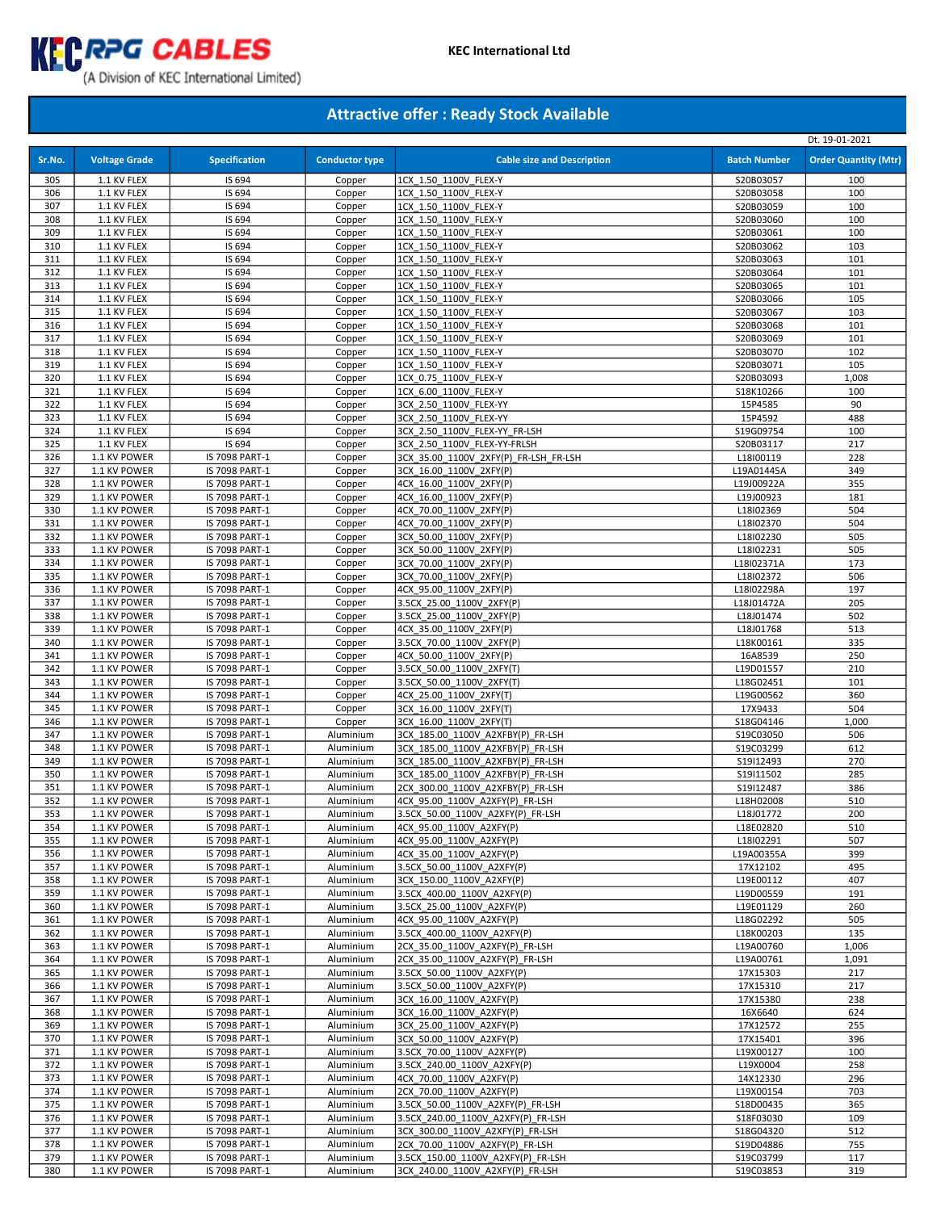KEC RPG CABLES (A Division of KEC International Limited)

KEC International Ltd

## Attractive offer : Ready Stock Available

Dt. 19-01-2021

| Sr.No. | Voltage Grade | Specification | Conductor type | Cable size and Description | Batch Number | Order Quantity (Mtr) |
|---|---|---|---|---|---|---|
| 305 | 1.1 KV FLEX | IS 694 | Copper | 1CX_1.50_1100V_FLEX-Y | S20B03057 | 100 |
| 306 | 1.1 KV FLEX | IS 694 | Copper | 1CX_1.50_1100V_FLEX-Y | S20B03058 | 100 |
| 307 | 1.1 KV FLEX | IS 694 | Copper | 1CX_1.50_1100V_FLEX-Y | S20B03059 | 100 |
| 308 | 1.1 KV FLEX | IS 694 | Copper | 1CX_1.50_1100V_FLEX-Y | S20B03060 | 100 |
| 309 | 1.1 KV FLEX | IS 694 | Copper | 1CX_1.50_1100V_FLEX-Y | S20B03061 | 100 |
| 310 | 1.1 KV FLEX | IS 694 | Copper | 1CX_1.50_1100V_FLEX-Y | S20B03062 | 103 |
| 311 | 1.1 KV FLEX | IS 694 | Copper | 1CX_1.50_1100V_FLEX-Y | S20B03063 | 101 |
| 312 | 1.1 KV FLEX | IS 694 | Copper | 1CX_1.50_1100V_FLEX-Y | S20B03064 | 101 |
| 313 | 1.1 KV FLEX | IS 694 | Copper | 1CX_1.50_1100V_FLEX-Y | S20B03065 | 101 |
| 314 | 1.1 KV FLEX | IS 694 | Copper | 1CX_1.50_1100V_FLEX-Y | S20B03066 | 105 |
| 315 | 1.1 KV FLEX | IS 694 | Copper | 1CX_1.50_1100V_FLEX-Y | S20B03067 | 103 |
| 316 | 1.1 KV FLEX | IS 694 | Copper | 1CX_1.50_1100V_FLEX-Y | S20B03068 | 101 |
| 317 | 1.1 KV FLEX | IS 694 | Copper | 1CX_1.50_1100V_FLEX-Y | S20B03069 | 101 |
| 318 | 1.1 KV FLEX | IS 694 | Copper | 1CX_1.50_1100V_FLEX-Y | S20B03070 | 102 |
| 319 | 1.1 KV FLEX | IS 694 | Copper | 1CX_1.50_1100V_FLEX-Y | S20B03071 | 105 |
| 320 | 1.1 KV FLEX | IS 694 | Copper | 1CX_0.75_1100V_FLEX-Y | S20B03093 | 1,008 |
| 321 | 1.1 KV FLEX | IS 694 | Copper | 1CX_6.00_1100V_FLEX-Y | S18K10266 | 100 |
| 322 | 1.1 KV FLEX | IS 694 | Copper | 3CX_2.50_1100V_FLEX-YY | 15P4585 | 90 |
| 323 | 1.1 KV FLEX | IS 694 | Copper | 3CX_2.50_1100V_FLEX-YY | 15P4592 | 488 |
| 324 | 1.1 KV FLEX | IS 694 | Copper | 3CX_2.50_1100V_FLEX-YY_FR-LSH | S19G09754 | 100 |
| 325 | 1.1 KV FLEX | IS 694 | Copper | 3CX_2.50_1100V_FLEX-YY-FRLSH | S20B03117 | 217 |
| 326 | 1.1 KV POWER | IS 7098 PART-1 | Copper | 3CX_35.00_1100V_2XFY(P)_FR-LSH_FR-LSH | L18I00119 | 228 |
| 327 | 1.1 KV POWER | IS 7098 PART-1 | Copper | 3CX_16.00_1100V_2XFY(P) | L19A01445A | 349 |
| 328 | 1.1 KV POWER | IS 7098 PART-1 | Copper | 4CX_16.00_1100V_2XFY(P) | L19J00922A | 355 |
| 329 | 1.1 KV POWER | IS 7098 PART-1 | Copper | 4CX_16.00_1100V_2XFY(P) | L19J00923 | 181 |
| 330 | 1.1 KV POWER | IS 7098 PART-1 | Copper | 4CX_70.00_1100V_2XFY(P) | L18I02369 | 504 |
| 331 | 1.1 KV POWER | IS 7098 PART-1 | Copper | 4CX_70.00_1100V_2XFY(P) | L18I02370 | 504 |
| 332 | 1.1 KV POWER | IS 7098 PART-1 | Copper | 3CX_50.00_1100V_2XFY(P) | L18I02230 | 505 |
| 333 | 1.1 KV POWER | IS 7098 PART-1 | Copper | 3CX_50.00_1100V_2XFY(P) | L18I02231 | 505 |
| 334 | 1.1 KV POWER | IS 7098 PART-1 | Copper | 3CX_70.00_1100V_2XFY(P) | L18I02371A | 173 |
| 335 | 1.1 KV POWER | IS 7098 PART-1 | Copper | 3CX_70.00_1100V_2XFY(P) | L18I02372 | 506 |
| 336 | 1.1 KV POWER | IS 7098 PART-1 | Copper | 4CX_95.00_1100V_2XFY(P) | L18I02298A | 197 |
| 337 | 1.1 KV POWER | IS 7098 PART-1 | Copper | 3.5CX_25.00_1100V_2XFY(P) | L18J01472A | 205 |
| 338 | 1.1 KV POWER | IS 7098 PART-1 | Copper | 3.5CX_25.00_1100V_2XFY(P) | L18J01474 | 502 |
| 339 | 1.1 KV POWER | IS 7098 PART-1 | Copper | 4CX_35.00_1100V_2XFY(P) | L18J01768 | 513 |
| 340 | 1.1 KV POWER | IS 7098 PART-1 | Copper | 3.5CX_70.00_1100V_2XFY(P) | L18K00161 | 335 |
| 341 | 1.1 KV POWER | IS 7098 PART-1 | Copper | 4CX_50.00_1100V_2XFY(P) | 16A8539 | 250 |
| 342 | 1.1 KV POWER | IS 7098 PART-1 | Copper | 3.5CX_50.00_1100V_2XFY(T) | L19D01557 | 210 |
| 343 | 1.1 KV POWER | IS 7098 PART-1 | Copper | 3.5CX_50.00_1100V_2XFY(T) | L18G02451 | 101 |
| 344 | 1.1 KV POWER | IS 7098 PART-1 | Copper | 4CX_25.00_1100V_2XFY(T) | L19G00562 | 360 |
| 345 | 1.1 KV POWER | IS 7098 PART-1 | Copper | 3CX_16.00_1100V_2XFY(T) | 17X9433 | 504 |
| 346 | 1.1 KV POWER | IS 7098 PART-1 | Copper | 3CX_16.00_1100V_2XFY(T) | S18G04146 | 1,000 |
| 347 | 1.1 KV POWER | IS 7098 PART-1 | Aluminium | 3CX_185.00_1100V_A2XFBY(P)_FR-LSH | S19C03050 | 506 |
| 348 | 1.1 KV POWER | IS 7098 PART-1 | Aluminium | 3CX_185.00_1100V_A2XFBY(P)_FR-LSH | S19C03299 | 612 |
| 349 | 1.1 KV POWER | IS 7098 PART-1 | Aluminium | 3CX_185.00_1100V_A2XFBY(P)_FR-LSH | S19I12493 | 270 |
| 350 | 1.1 KV POWER | IS 7098 PART-1 | Aluminium | 3CX_185.00_1100V_A2XFBY(P)_FR-LSH | S19I11502 | 285 |
| 351 | 1.1 KV POWER | IS 7098 PART-1 | Aluminium | 2CX_300.00_1100V_A2XFBY(P)_FR-LSH | S19I12487 | 386 |
| 352 | 1.1 KV POWER | IS 7098 PART-1 | Aluminium | 4CX_95.00_1100V_A2XFY(P)_FR-LSH | L18H02008 | 510 |
| 353 | 1.1 KV POWER | IS 7098 PART-1 | Aluminium | 3.5CX_50.00_1100V_A2XFY(P)_FR-LSH | L18J01772 | 200 |
| 354 | 1.1 KV POWER | IS 7098 PART-1 | Aluminium | 4CX_95.00_1100V_A2XFY(P) | L18E02820 | 510 |
| 355 | 1.1 KV POWER | IS 7098 PART-1 | Aluminium | 4CX_95.00_1100V_A2XFY(P) | L18I02291 | 507 |
| 356 | 1.1 KV POWER | IS 7098 PART-1 | Aluminium | 4CX_35.00_1100V_A2XFY(P) | L19A00355A | 399 |
| 357 | 1.1 KV POWER | IS 7098 PART-1 | Aluminium | 3.5CX_50.00_1100V_A2XFY(P) | 17X12102 | 495 |
| 358 | 1.1 KV POWER | IS 7098 PART-1 | Aluminium | 3CX_150.00_1100V_A2XFY(P) | L19E00112 | 407 |
| 359 | 1.1 KV POWER | IS 7098 PART-1 | Aluminium | 3.5CX_400.00_1100V_A2XFY(P) | L19D00559 | 191 |
| 360 | 1.1 KV POWER | IS 7098 PART-1 | Aluminium | 3.5CX_25.00_1100V_A2XFY(P) | L19E01129 | 260 |
| 361 | 1.1 KV POWER | IS 7098 PART-1 | Aluminium | 4CX_95.00_1100V_A2XFY(P) | L18G02292 | 505 |
| 362 | 1.1 KV POWER | IS 7098 PART-1 | Aluminium | 3.5CX_400.00_1100V_A2XFY(P) | L18K00203 | 135 |
| 363 | 1.1 KV POWER | IS 7098 PART-1 | Aluminium | 2CX_35.00_1100V_A2XFY(P)_FR-LSH | L19A00760 | 1,006 |
| 364 | 1.1 KV POWER | IS 7098 PART-1 | Aluminium | 2CX_35.00_1100V_A2XFY(P)_FR-LSH | L19A00761 | 1,091 |
| 365 | 1.1 KV POWER | IS 7098 PART-1 | Aluminium | 3.5CX_50.00_1100V_A2XFY(P) | 17X15303 | 217 |
| 366 | 1.1 KV POWER | IS 7098 PART-1 | Aluminium | 3.5CX_50.00_1100V_A2XFY(P) | 17X15310 | 217 |
| 367 | 1.1 KV POWER | IS 7098 PART-1 | Aluminium | 3CX_16.00_1100V_A2XFY(P) | 17X15380 | 238 |
| 368 | 1.1 KV POWER | IS 7098 PART-1 | Aluminium | 3CX_16.00_1100V_A2XFY(P) | 16X6640 | 624 |
| 369 | 1.1 KV POWER | IS 7098 PART-1 | Aluminium | 3CX_25.00_1100V_A2XFY(P) | 17X12572 | 255 |
| 370 | 1.1 KV POWER | IS 7098 PART-1 | Aluminium | 3CX_50.00_1100V_A2XFY(P) | 17X15401 | 396 |
| 371 | 1.1 KV POWER | IS 7098 PART-1 | Aluminium | 3.5CX_70.00_1100V_A2XFY(P) | L19X00127 | 100 |
| 372 | 1.1 KV POWER | IS 7098 PART-1 | Aluminium | 3.5CX_240.00_1100V_A2XFY(P) | L19X0004 | 258 |
| 373 | 1.1 KV POWER | IS 7098 PART-1 | Aluminium | 4CX_70.00_1100V_A2XFY(P) | 14X12330 | 296 |
| 374 | 1.1 KV POWER | IS 7098 PART-1 | Aluminium | 2CX_70.00_1100V_A2XFY(P) | L19X00154 | 703 |
| 375 | 1.1 KV POWER | IS 7098 PART-1 | Aluminium | 3.5CX_50.00_1100V_A2XFY(P)_FR-LSH | S18D00435 | 365 |
| 376 | 1.1 KV POWER | IS 7098 PART-1 | Aluminium | 3.5CX_240.00_1100V_A2XFY(P)_FR-LSH | S18F03030 | 109 |
| 377 | 1.1 KV POWER | IS 7098 PART-1 | Aluminium | 3CX_300.00_1100V_A2XFY(P)_FR-LSH | S18G04320 | 512 |
| 378 | 1.1 KV POWER | IS 7098 PART-1 | Aluminium | 2CX_70.00_1100V_A2XFY(P)_FR-LSH | S19D04886 | 755 |
| 379 | 1.1 KV POWER | IS 7098 PART-1 | Aluminium | 3.5CX_150.00_1100V_A2XFY(P)_FR-LSH | S19C03799 | 117 |
| 380 | 1.1 KV POWER | IS 7098 PART-1 | Aluminium | 3CX_240.00_1100V_A2XFY(P)_FR-LSH | S19C03853 | 319 |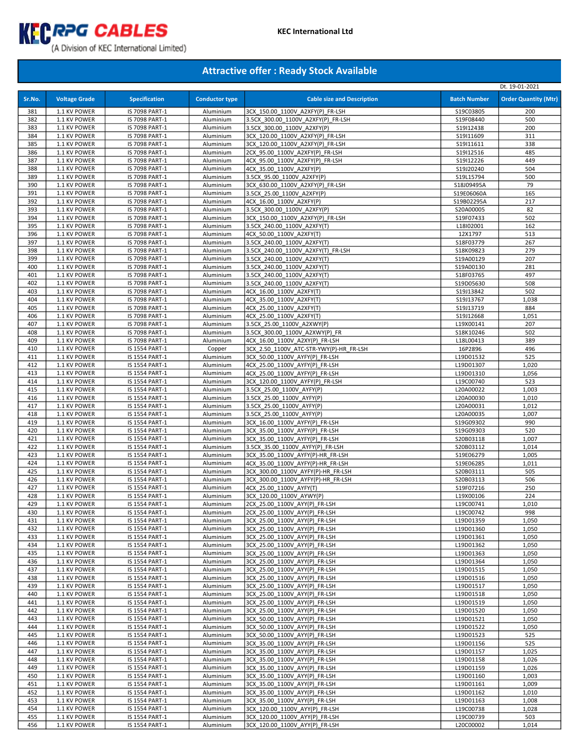KEC RPG CABLES
(A Division of KEC International Limited)

KEC International Ltd

## Attractive offer : Ready Stock Available

Dt. 19-01-2021

| Sr.No. | Voltage Grade | Specification | Conductor type | Cable size and Description | Batch Number | Order Quantity (Mtr) |
|---|---|---|---|---|---|---|
| 381 | 1.1 KV POWER | IS 7098 PART-1 | Aluminium | 3CX_150.00_1100V_A2XFY(P)_FR-LSH | S19C03805 | 200 |
| 382 | 1.1 KV POWER | IS 7098 PART-1 | Aluminium | 3.5CX_300.00_1100V_A2XFY(P)_FR-LSH | S19F08440 | 500 |
| 383 | 1.1 KV POWER | IS 7098 PART-1 | Aluminium | 3.5CX_300.00_1100V_A2XFY(P) | S19I12438 | 200 |
| 384 | 1.1 KV POWER | IS 7098 PART-1 | Aluminium | 3CX_120.00_1100V_A2XFY(P)_FR-LSH | S19I11609 | 311 |
| 385 | 1.1 KV POWER | IS 7098 PART-1 | Aluminium | 3CX_120.00_1100V_A2XFY(P)_FR-LSH | S19I11611 | 338 |
| 386 | 1.1 KV POWER | IS 7098 PART-1 | Aluminium | 2CX_95.00_1100V_A2XFY(P)_FR-LSH | S19I12516 | 485 |
| 387 | 1.1 KV POWER | IS 7098 PART-1 | Aluminium | 4CX_95.00_1100V_A2XFY(P)_FR-LSH | S19I12226 | 449 |
| 388 | 1.1 KV POWER | IS 7098 PART-1 | Aluminium | 4CX_35.00_1100V_A2XFY(P) | S19J20240 | 504 |
| 389 | 1.1 KV POWER | IS 7098 PART-1 | Aluminium | 3.5CX_95.00_1100V_A2XFY(P) | S19L15794 | 500 |
| 390 | 1.1 KV POWER | IS 7098 PART-1 | Aluminium | 3CX_630.00_1100V_A2XFY(P)_FR-LSH | S18J09495A | 79 |
| 391 | 1.1 KV POWER | IS 7098 PART-1 | Aluminium | 3.5CX_25.00_1100V_A2XFY(P) | S19E06060A | 165 |
| 392 | 1.1 KV POWER | IS 7098 PART-1 | Aluminium | 4CX_16.00_1100V_A2XFY(P) | S19B02295A | 217 |
| 393 | 1.1 KV POWER | IS 7098 PART-1 | Aluminium | 3.5CX_300.00_1100V_A2XFY(P) | S20A00005 | 82 |
| 394 | 1.1 KV POWER | IS 7098 PART-1 | Aluminium | 3CX_150.00_1100V_A2XFY(P)_FR-LSH | S19F07433 | 502 |
| 395 | 1.1 KV POWER | IS 7098 PART-1 | Aluminium | 3.5CX_240.00_1100V_A2XFY(T) | L18I02001 | 162 |
| 396 | 1.1 KV POWER | IS 7098 PART-1 | Aluminium | 4CX_50.00_1100V_A2XFY(T) | 12X1797 | 513 |
| 397 | 1.1 KV POWER | IS 7098 PART-1 | Aluminium | 3.5CX_240.00_1100V_A2XFY(T) | S18F03779 | 267 |
| 398 | 1.1 KV POWER | IS 7098 PART-1 | Aluminium | 3.5CX_240.00_1100V_A2XFY(T)_FR-LSH | S18K09823 | 279 |
| 399 | 1.1 KV POWER | IS 7098 PART-1 | Aluminium | 3.5CX_240.00_1100V_A2XFY(T) | S19A00129 | 207 |
| 400 | 1.1 KV POWER | IS 7098 PART-1 | Aluminium | 3.5CX_240.00_1100V_A2XFY(T) | S19A00130 | 281 |
| 401 | 1.1 KV POWER | IS 7098 PART-1 | Aluminium | 3.5CX_240.00_1100V_A2XFY(T) | S18F03765 | 497 |
| 402 | 1.1 KV POWER | IS 7098 PART-1 | Aluminium | 3.5CX_240.00_1100V_A2XFY(T) | S19D05630 | 508 |
| 403 | 1.1 KV POWER | IS 7098 PART-1 | Aluminium | 4CX_16.00_1100V_A2XFY(T) | S19J13842 | 502 |
| 404 | 1.1 KV POWER | IS 7098 PART-1 | Aluminium | 4CX_35.00_1100V_A2XFY(T) | S19J13767 | 1,038 |
| 405 | 1.1 KV POWER | IS 7098 PART-1 | Aluminium | 4CX_25.00_1100V_A2XFY(T) | S19J13719 | 884 |
| 406 | 1.1 KV POWER | IS 7098 PART-1 | Aluminium | 4CX_25.00_1100V_A2XFY(T) | S19J12668 | 1,051 |
| 407 | 1.1 KV POWER | IS 7098 PART-1 | Aluminium | 3.5CX_25.00_1100V_A2XWY(P) | L19X00141 | 207 |
| 408 | 1.1 KV POWER | IS 7098 PART-1 | Aluminium | 3.5CX_300.00_1100V_A2XWY(P)_FR | S18K10246 | 502 |
| 409 | 1.1 KV POWER | IS 7098 PART-1 | Aluminium | 4CX_16.00_1100V_A2XY(P)_FR-LSH | L18L00413 | 389 |
| 410 | 1.1 KV POWER | IS 1554 PART-1 | Copper | 3CX_2.50_1100V_ATC-STR-YWY(P)-HR_FR-LSH | 16P2896 | 496 |
| 411 | 1.1 KV POWER | IS 1554 PART-1 | Aluminium | 3CX_50.00_1100V_AYFY(P)_FR-LSH | L19D01532 | 525 |
| 412 | 1.1 KV POWER | IS 1554 PART-1 | Aluminium | 4CX_25.00_1100V_AYFY(P)_FR-LSH | L19D01307 | 1,020 |
| 413 | 1.1 KV POWER | IS 1554 PART-1 | Aluminium | 4CX_25.00_1100V_AYFY(P)_FR-LSH | L19D01310 | 1,056 |
| 414 | 1.1 KV POWER | IS 1554 PART-1 | Aluminium | 3CX_120.00_1100V_AYFY(P)_FR-LSH | L19C00740 | 523 |
| 415 | 1.1 KV POWER | IS 1554 PART-1 | Aluminium | 3.5CX_25.00_1100V_AYFY(P) | L20A00022 | 1,003 |
| 416 | 1.1 KV POWER | IS 1554 PART-1 | Aluminium | 3.5CX_25.00_1100V_AYFY(P) | L20A00030 | 1,010 |
| 417 | 1.1 KV POWER | IS 1554 PART-1 | Aluminium | 3.5CX_25.00_1100V_AYFY(P) | L20A00031 | 1,012 |
| 418 | 1.1 KV POWER | IS 1554 PART-1 | Aluminium | 3.5CX_25.00_1100V_AYFY(P) | L20A00035 | 1,007 |
| 419 | 1.1 KV POWER | IS 1554 PART-1 | Aluminium | 3CX_16.00_1100V_AYFY(P)_FR-LSH | S19G09302 | 990 |
| 420 | 1.1 KV POWER | IS 1554 PART-1 | Aluminium | 3CX_35.00_1100V_AYFY(P)_FR-LSH | S19G09303 | 520 |
| 421 | 1.1 KV POWER | IS 1554 PART-1 | Aluminium | 3CX_35.00_1100V_AYFY(P)_FR-LSH | S20B03118 | 1,007 |
| 422 | 1.1 KV POWER | IS 1554 PART-1 | Aluminium | 3.5CX_35.00_1100V_AYFY(P)_FR-LSH | S20B03112 | 1,014 |
| 423 | 1.1 KV POWER | IS 1554 PART-1 | Aluminium | 3CX_35.00_1100V_AYFY(P)-HR_FR-LSH | S19E06279 | 1,005 |
| 424 | 1.1 KV POWER | IS 1554 PART-1 | Aluminium | 4CX_35.00_1100V_AYFY(P)-HR_FR-LSH | S19E06285 | 1,011 |
| 425 | 1.1 KV POWER | IS 1554 PART-1 | Aluminium | 3CX_300.00_1100V_AYFY(P)-HR_FR-LSH | S20B03111 | 505 |
| 426 | 1.1 KV POWER | IS 1554 PART-1 | Aluminium | 3CX_300.00_1100V_AYFY(P)-HR_FR-LSH | S20B03113 | 506 |
| 427 | 1.1 KV POWER | IS 1554 PART-1 | Aluminium | 4CX_25.00_1100V_AYFY(T) | S19F07216 | 250 |
| 428 | 1.1 KV POWER | IS 1554 PART-1 | Aluminium | 3CX_120.00_1100V_AYWY(P) | L19X00106 | 224 |
| 429 | 1.1 KV POWER | IS 1554 PART-1 | Aluminium | 2CX_25.00_1100V_AYY(P)_FR-LSH | L19C00741 | 1,010 |
| 430 | 1.1 KV POWER | IS 1554 PART-1 | Aluminium | 2CX_25.00_1100V_AYY(P)_FR-LSH | L19C00742 | 998 |
| 431 | 1.1 KV POWER | IS 1554 PART-1 | Aluminium | 3CX_25.00_1100V_AYY(P)_FR-LSH | L19D01359 | 1,050 |
| 432 | 1.1 KV POWER | IS 1554 PART-1 | Aluminium | 3CX_25.00_1100V_AYY(P)_FR-LSH | L19D01360 | 1,050 |
| 433 | 1.1 KV POWER | IS 1554 PART-1 | Aluminium | 3CX_25.00_1100V_AYY(P)_FR-LSH | L19D01361 | 1,050 |
| 434 | 1.1 KV POWER | IS 1554 PART-1 | Aluminium | 3CX_25.00_1100V_AYY(P)_FR-LSH | L19D01362 | 1,050 |
| 435 | 1.1 KV POWER | IS 1554 PART-1 | Aluminium | 3CX_25.00_1100V_AYY(P)_FR-LSH | L19D01363 | 1,050 |
| 436 | 1.1 KV POWER | IS 1554 PART-1 | Aluminium | 3CX_25.00_1100V_AYY(P)_FR-LSH | L19D01364 | 1,050 |
| 437 | 1.1 KV POWER | IS 1554 PART-1 | Aluminium | 3CX_25.00_1100V_AYY(P)_FR-LSH | L19D01515 | 1,050 |
| 438 | 1.1 KV POWER | IS 1554 PART-1 | Aluminium | 3CX_25.00_1100V_AYY(P)_FR-LSH | L19D01516 | 1,050 |
| 439 | 1.1 KV POWER | IS 1554 PART-1 | Aluminium | 3CX_25.00_1100V_AYY(P)_FR-LSH | L19D01517 | 1,050 |
| 440 | 1.1 KV POWER | IS 1554 PART-1 | Aluminium | 3CX_25.00_1100V_AYY(P)_FR-LSH | L19D01518 | 1,050 |
| 441 | 1.1 KV POWER | IS 1554 PART-1 | Aluminium | 3CX_25.00_1100V_AYY(P)_FR-LSH | L19D01519 | 1,050 |
| 442 | 1.1 KV POWER | IS 1554 PART-1 | Aluminium | 3CX_25.00_1100V_AYY(P)_FR-LSH | L19D01520 | 1,050 |
| 443 | 1.1 KV POWER | IS 1554 PART-1 | Aluminium | 3CX_50.00_1100V_AYY(P)_FR-LSH | L19D01521 | 1,050 |
| 444 | 1.1 KV POWER | IS 1554 PART-1 | Aluminium | 3CX_50.00_1100V_AYY(P)_FR-LSH | L19D01522 | 1,050 |
| 445 | 1.1 KV POWER | IS 1554 PART-1 | Aluminium | 3CX_50.00_1100V_AYY(P)_FR-LSH | L19D01523 | 525 |
| 446 | 1.1 KV POWER | IS 1554 PART-1 | Aluminium | 3CX_35.00_1100V_AYY(P)_FR-LSH | L19D01156 | 525 |
| 447 | 1.1 KV POWER | IS 1554 PART-1 | Aluminium | 3CX_35.00_1100V_AYY(P)_FR-LSH | L19D01157 | 1,025 |
| 448 | 1.1 KV POWER | IS 1554 PART-1 | Aluminium | 3CX_35.00_1100V_AYY(P)_FR-LSH | L19D01158 | 1,026 |
| 449 | 1.1 KV POWER | IS 1554 PART-1 | Aluminium | 3CX_35.00_1100V_AYY(P)_FR-LSH | L19D01159 | 1,026 |
| 450 | 1.1 KV POWER | IS 1554 PART-1 | Aluminium | 3CX_35.00_1100V_AYY(P)_FR-LSH | L19D01160 | 1,003 |
| 451 | 1.1 KV POWER | IS 1554 PART-1 | Aluminium | 3CX_35.00_1100V_AYY(P)_FR-LSH | L19D01161 | 1,009 |
| 452 | 1.1 KV POWER | IS 1554 PART-1 | Aluminium | 3CX_35.00_1100V_AYY(P)_FR-LSH | L19D01162 | 1,010 |
| 453 | 1.1 KV POWER | IS 1554 PART-1 | Aluminium | 3CX_35.00_1100V_AYY(P)_FR-LSH | L19D01163 | 1,008 |
| 454 | 1.1 KV POWER | IS 1554 PART-1 | Aluminium | 3CX_120.00_1100V_AYY(P)_FR-LSH | L19C00738 | 1,028 |
| 455 | 1.1 KV POWER | IS 1554 PART-1 | Aluminium | 3CX_120.00_1100V_AYY(P)_FR-LSH | L19C00739 | 503 |
| 456 | 1.1 KV POWER | IS 1554 PART-1 | Aluminium | 3CX_120.00_1100V_AYY(P)_FR-LSH | L20C00002 | 1,014 |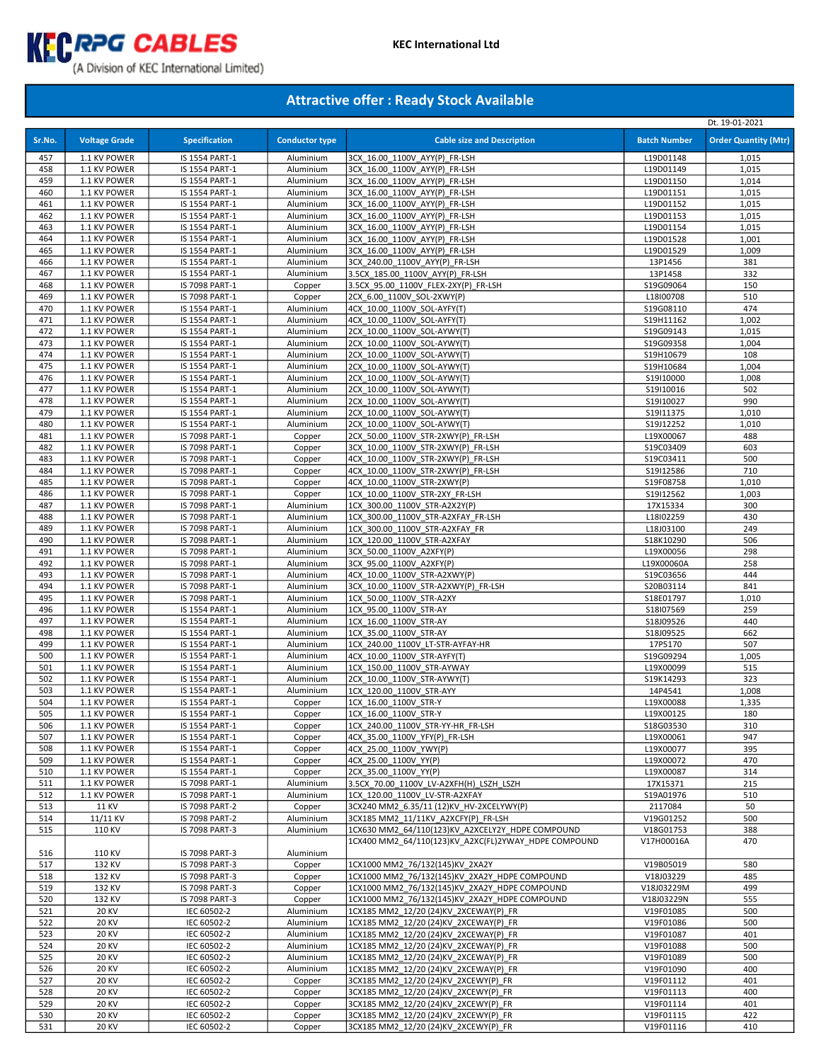KEC RPG CABLES
(A Division of KEC International Limited)

KEC International Ltd

## Attractive offer : Ready Stock Available

Dt. 19-01-2021

| Sr.No. | Voltage Grade | Specification | Conductor type | Cable size and Description | Batch Number | Order Quantity (Mtr) |
|---|---|---|---|---|---|---|
| 457 | 1.1 KV POWER | IS 1554 PART-1 | Aluminium | 3CX_16.00_1100V_AYY(P)_FR-LSH | L19D01148 | 1,015 |
| 458 | 1.1 KV POWER | IS 1554 PART-1 | Aluminium | 3CX_16.00_1100V_AYY(P)_FR-LSH | L19D01149 | 1,015 |
| 459 | 1.1 KV POWER | IS 1554 PART-1 | Aluminium | 3CX_16.00_1100V_AYY(P)_FR-LSH | L19D01150 | 1,014 |
| 460 | 1.1 KV POWER | IS 1554 PART-1 | Aluminium | 3CX_16.00_1100V_AYY(P)_FR-LSH | L19D01151 | 1,015 |
| 461 | 1.1 KV POWER | IS 1554 PART-1 | Aluminium | 3CX_16.00_1100V_AYY(P)_FR-LSH | L19D01152 | 1,015 |
| 462 | 1.1 KV POWER | IS 1554 PART-1 | Aluminium | 3CX_16.00_1100V_AYY(P)_FR-LSH | L19D01153 | 1,015 |
| 463 | 1.1 KV POWER | IS 1554 PART-1 | Aluminium | 3CX_16.00_1100V_AYY(P)_FR-LSH | L19D01154 | 1,015 |
| 464 | 1.1 KV POWER | IS 1554 PART-1 | Aluminium | 3CX_16.00_1100V_AYY(P)_FR-LSH | L19D01528 | 1,001 |
| 465 | 1.1 KV POWER | IS 1554 PART-1 | Aluminium | 3CX_16.00_1100V_AYY(P)_FR-LSH | L19D01529 | 1,009 |
| 466 | 1.1 KV POWER | IS 1554 PART-1 | Aluminium | 3CX_240.00_1100V_AYY(P)_FR-LSH | 13P1456 | 381 |
| 467 | 1.1 KV POWER | IS 1554 PART-1 | Aluminium | 3.5CX_185.00_1100V_AYY(P)_FR-LSH | 13P1458 | 332 |
| 468 | 1.1 KV POWER | IS 7098 PART-1 | Copper | 3.5CX_95.00_1100V_FLEX-2XY(P)_FR-LSH | S19G09064 | 150 |
| 469 | 1.1 KV POWER | IS 7098 PART-1 | Copper | 2CX_6.00_1100V_SOL-2XWY(P) | L18I00708 | 510 |
| 470 | 1.1 KV POWER | IS 1554 PART-1 | Aluminium | 4CX_10.00_1100V_SOL-AYFY(T) | S19G08110 | 474 |
| 471 | 1.1 KV POWER | IS 1554 PART-1 | Aluminium | 4CX_10.00_1100V_SOL-AYFY(T) | S19H11162 | 1,002 |
| 472 | 1.1 KV POWER | IS 1554 PART-1 | Aluminium | 2CX_10.00_1100V_SOL-AYWY(T) | S19G09143 | 1,015 |
| 473 | 1.1 KV POWER | IS 1554 PART-1 | Aluminium | 2CX_10.00_1100V_SOL-AYWY(T) | S19G09358 | 1,004 |
| 474 | 1.1 KV POWER | IS 1554 PART-1 | Aluminium | 2CX_10.00_1100V_SOL-AYWY(T) | S19H10679 | 108 |
| 475 | 1.1 KV POWER | IS 1554 PART-1 | Aluminium | 2CX_10.00_1100V_SOL-AYWY(T) | S19H10684 | 1,004 |
| 476 | 1.1 KV POWER | IS 1554 PART-1 | Aluminium | 2CX_10.00_1100V_SOL-AYWY(T) | S19I10000 | 1,008 |
| 477 | 1.1 KV POWER | IS 1554 PART-1 | Aluminium | 2CX_10.00_1100V_SOL-AYWY(T) | S19I10016 | 502 |
| 478 | 1.1 KV POWER | IS 1554 PART-1 | Aluminium | 2CX_10.00_1100V_SOL-AYWY(T) | S19I10027 | 990 |
| 479 | 1.1 KV POWER | IS 1554 PART-1 | Aluminium | 2CX_10.00_1100V_SOL-AYWY(T) | S19I11375 | 1,010 |
| 480 | 1.1 KV POWER | IS 1554 PART-1 | Aluminium | 2CX_10.00_1100V_SOL-AYWY(T) | S19J12252 | 1,010 |
| 481 | 1.1 KV POWER | IS 7098 PART-1 | Copper | 2CX_50.00_1100V_STR-2XWY(P)_FR-LSH | L19X00067 | 488 |
| 482 | 1.1 KV POWER | IS 7098 PART-1 | Copper | 3CX_10.00_1100V_STR-2XWY(P)_FR-LSH | S19C03409 | 603 |
| 483 | 1.1 KV POWER | IS 7098 PART-1 | Copper | 4CX_10.00_1100V_STR-2XWY(P)_FR-LSH | S19C03411 | 500 |
| 484 | 1.1 KV POWER | IS 7098 PART-1 | Copper | 4CX_10.00_1100V_STR-2XWY(P)_FR-LSH | S19I12586 | 710 |
| 485 | 1.1 KV POWER | IS 7098 PART-1 | Copper | 4CX_10.00_1100V_STR-2XWY(P) | S19F08758 | 1,010 |
| 486 | 1.1 KV POWER | IS 7098 PART-1 | Copper | 1CX_10.00_1100V_STR-2XY_FR-LSH | S19I12562 | 1,003 |
| 487 | 1.1 KV POWER | IS 7098 PART-1 | Aluminium | 1CX_300.00_1100V_STR-A2X2Y(P) | 17X15334 | 300 |
| 488 | 1.1 KV POWER | IS 7098 PART-1 | Aluminium | 1CX_300.00_1100V_STR-A2XFAY_FR-LSH | L18I02259 | 430 |
| 489 | 1.1 KV POWER | IS 7098 PART-1 | Aluminium | 1CX_300.00_1100V_STR-A2XFAY_FR | L18J03100 | 249 |
| 490 | 1.1 KV POWER | IS 7098 PART-1 | Aluminium | 1CX_120.00_1100V_STR-A2XFAY | S18K10290 | 506 |
| 491 | 1.1 KV POWER | IS 7098 PART-1 | Aluminium | 3CX_50.00_1100V_A2XFY(P) | L19X00056 | 298 |
| 492 | 1.1 KV POWER | IS 7098 PART-1 | Aluminium | 3CX_95.00_1100V_A2XFY(P) | L19X00060A | 258 |
| 493 | 1.1 KV POWER | IS 7098 PART-1 | Aluminium | 4CX_10.00_1100V_STR-A2XWY(P) | S19C03656 | 444 |
| 494 | 1.1 KV POWER | IS 7098 PART-1 | Aluminium | 3CX_10.00_1100V_STR-A2XWY(P)_FR-LSH | S20B03114 | 841 |
| 495 | 1.1 KV POWER | IS 7098 PART-1 | Aluminium | 1CX_50.00_1100V_STR-A2XY | S18E01797 | 1,010 |
| 496 | 1.1 KV POWER | IS 1554 PART-1 | Aluminium | 1CX_95.00_1100V_STR-AY | S18I07569 | 259 |
| 497 | 1.1 KV POWER | IS 1554 PART-1 | Aluminium | 1CX_16.00_1100V_STR-AY | S18J09526 | 440 |
| 498 | 1.1 KV POWER | IS 1554 PART-1 | Aluminium | 1CX_35.00_1100V_STR-AY | S18J09525 | 662 |
| 499 | 1.1 KV POWER | IS 1554 PART-1 | Aluminium | 1CX_240.00_1100V_LT-STR-AYFAY-HR | 17P5170 | 507 |
| 500 | 1.1 KV POWER | IS 1554 PART-1 | Aluminium | 4CX_10.00_1100V_STR-AYFY(T) | S19G09294 | 1,005 |
| 501 | 1.1 KV POWER | IS 1554 PART-1 | Aluminium | 1CX_150.00_1100V_STR-AYWAY | L19X00099 | 515 |
| 502 | 1.1 KV POWER | IS 1554 PART-1 | Aluminium | 2CX_10.00_1100V_STR-AYWY(T) | S19K14293 | 323 |
| 503 | 1.1 KV POWER | IS 1554 PART-1 | Aluminium | 1CX_120.00_1100V_STR-AYY | 14P4541 | 1,008 |
| 504 | 1.1 KV POWER | IS 1554 PART-1 | Copper | 1CX_16.00_1100V_STR-Y | L19X00088 | 1,335 |
| 505 | 1.1 KV POWER | IS 1554 PART-1 | Copper | 1CX_16.00_1100V_STR-Y | L19X00125 | 180 |
| 506 | 1.1 KV POWER | IS 1554 PART-1 | Copper | 1CX_240.00_1100V_STR-YY-HR_FR-LSH | S18G03530 | 310 |
| 507 | 1.1 KV POWER | IS 1554 PART-1 | Copper | 4CX_35.00_1100V_YFY(P)_FR-LSH | L19X00061 | 947 |
| 508 | 1.1 KV POWER | IS 1554 PART-1 | Copper | 4CX_25.00_1100V_YWY(P) | L19X00077 | 395 |
| 509 | 1.1 KV POWER | IS 1554 PART-1 | Copper | 4CX_25.00_1100V_YY(P) | L19X00072 | 470 |
| 510 | 1.1 KV POWER | IS 1554 PART-1 | Copper | 2CX_35.00_1100V_YY(P) | L19X00087 | 314 |
| 511 | 1.1 KV POWER | IS 7098 PART-1 | Aluminium | 3.5CX_70.00_1100V_LV-A2XFH(H)_LSZH_LSZH | 17X15371 | 215 |
| 512 | 1.1 KV POWER | IS 7098 PART-1 | Aluminium | 1CX_120.00_1100V_LV-STR-A2XFAY | S19A01976 | 510 |
| 513 | 11 KV | IS 7098 PART-2 | Copper | 3CX240 MM2_6.35/11 (12)KV_HV-2XCELYWY(P) | 2117084 | 50 |
| 514 | 11/11 KV | IS 7098 PART-2 | Aluminium | 3CX185 MM2_11/11KV_A2XCFY(P)_FR-LSH | V19G01252 | 500 |
| 515 | 110 KV | IS 7098 PART-3 | Aluminium | 1CX630 MM2_64/110(123)KV_A2XCELY2Y_HDPE COMPOUND | V18G01753 | 388 |
| 516 | 110 KV | IS 7098 PART-3 | Aluminium | 1CX400 MM2_64/110(123)KV_A2XC(FL)2YWAY_HDPE COMPOUND | V17H00016A | 470 |
| 517 | 132 KV | IS 7098 PART-3 | Copper | 1CX1000 MM2_76/132(145)KV_2XA2Y | V19B05019 | 580 |
| 518 | 132 KV | IS 7098 PART-3 | Copper | 1CX1000 MM2_76/132(145)KV_2XA2Y_HDPE COMPOUND | V18J03229 | 485 |
| 519 | 132 KV | IS 7098 PART-3 | Copper | 1CX1000 MM2_76/132(145)KV_2XA2Y_HDPE COMPOUND | V18J03229M | 499 |
| 520 | 132 KV | IS 7098 PART-3 | Copper | 1CX1000 MM2_76/132(145)KV_2XA2Y_HDPE COMPOUND | V18J03229N | 555 |
| 521 | 20 KV | IEC 60502-2 | Aluminium | 1CX185 MM2_12/20 (24)KV_2XCEWAY(P)_FR | V19F01085 | 500 |
| 522 | 20 KV | IEC 60502-2 | Aluminium | 1CX185 MM2_12/20 (24)KV_2XCEWAY(P)_FR | V19F01086 | 500 |
| 523 | 20 KV | IEC 60502-2 | Aluminium | 1CX185 MM2_12/20 (24)KV_2XCEWAY(P)_FR | V19F01087 | 401 |
| 524 | 20 KV | IEC 60502-2 | Aluminium | 1CX185 MM2_12/20 (24)KV_2XCEWAY(P)_FR | V19F01088 | 500 |
| 525 | 20 KV | IEC 60502-2 | Aluminium | 1CX185 MM2_12/20 (24)KV_2XCEWAY(P)_FR | V19F01089 | 500 |
| 526 | 20 KV | IEC 60502-2 | Aluminium | 1CX185 MM2_12/20 (24)KV_2XCEWAY(P)_FR | V19F01090 | 400 |
| 527 | 20 KV | IEC 60502-2 | Copper | 3CX185 MM2_12/20 (24)KV_2XCEWY(P)_FR | V19F01112 | 401 |
| 528 | 20 KV | IEC 60502-2 | Copper | 3CX185 MM2_12/20 (24)KV_2XCEWY(P)_FR | V19F01113 | 400 |
| 529 | 20 KV | IEC 60502-2 | Copper | 3CX185 MM2_12/20 (24)KV_2XCEWY(P)_FR | V19F01114 | 401 |
| 530 | 20 KV | IEC 60502-2 | Copper | 3CX185 MM2_12/20 (24)KV_2XCEWY(P)_FR | V19F01115 | 422 |
| 531 | 20 KV | IEC 60502-2 | Copper | 3CX185 MM2_12/20 (24)KV_2XCEWY(P)_FR | V19F01116 | 410 |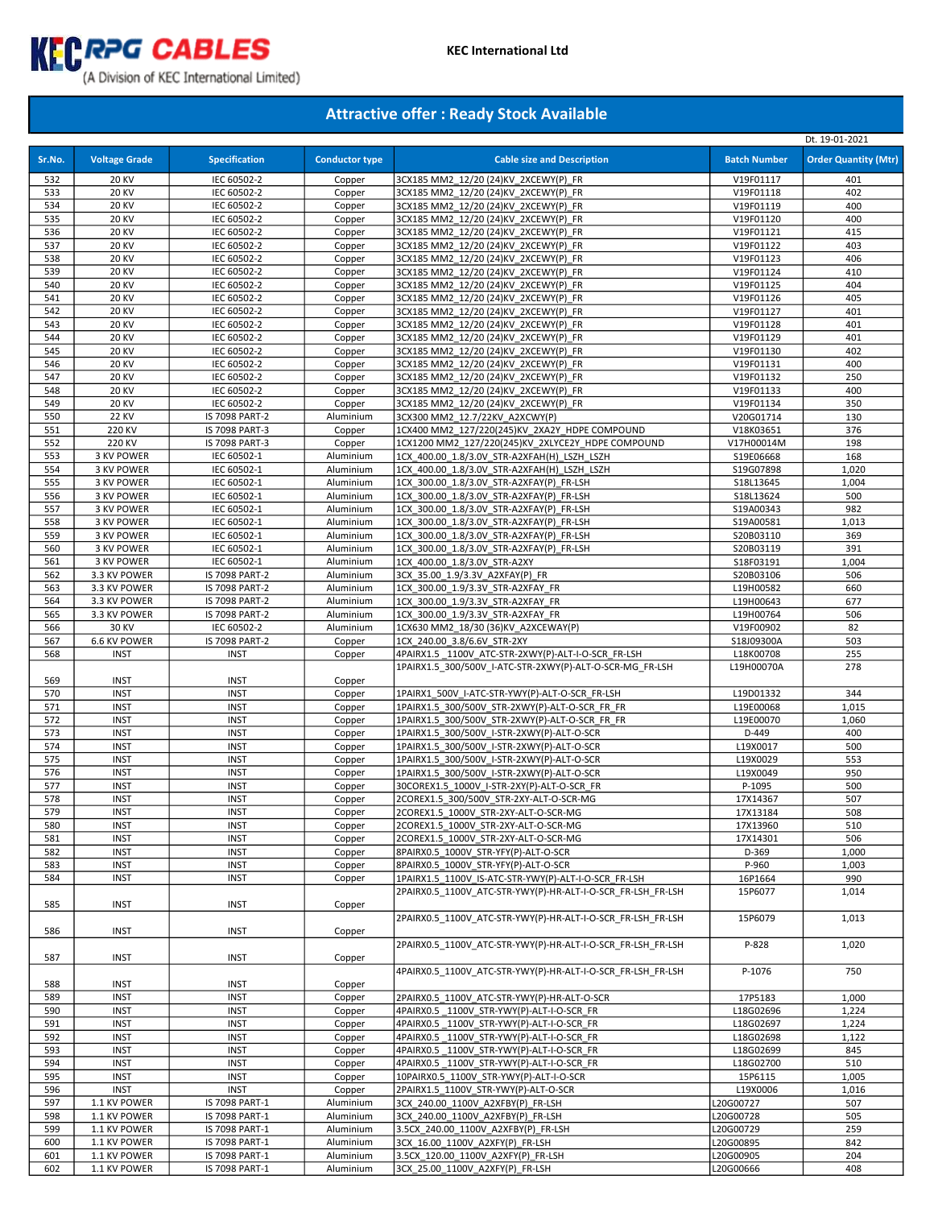KEC RPG CABLES (A Division of KEC International Limited)

KEC International Ltd

## Attractive offer : Ready Stock Available

Dt. 19-01-2021

| Sr.No. | Voltage Grade | Specification | Conductor type | Cable size and Description | Batch Number | Order Quantity (Mtr) |
|---|---|---|---|---|---|---|
| 532 | 20 KV | IEC 60502-2 | Copper | 3CX185 MM2_12/20 (24)KV_2XCEWY(P)_FR | V19F01117 | 401 |
| 533 | 20 KV | IEC 60502-2 | Copper | 3CX185 MM2_12/20 (24)KV_2XCEWY(P)_FR | V19F01118 | 402 |
| 534 | 20 KV | IEC 60502-2 | Copper | 3CX185 MM2_12/20 (24)KV_2XCEWY(P)_FR | V19F01119 | 400 |
| 535 | 20 KV | IEC 60502-2 | Copper | 3CX185 MM2_12/20 (24)KV_2XCEWY(P)_FR | V19F01120 | 400 |
| 536 | 20 KV | IEC 60502-2 | Copper | 3CX185 MM2_12/20 (24)KV_2XCEWY(P)_FR | V19F01121 | 415 |
| 537 | 20 KV | IEC 60502-2 | Copper | 3CX185 MM2_12/20 (24)KV_2XCEWY(P)_FR | V19F01122 | 403 |
| 538 | 20 KV | IEC 60502-2 | Copper | 3CX185 MM2_12/20 (24)KV_2XCEWY(P)_FR | V19F01123 | 406 |
| 539 | 20 KV | IEC 60502-2 | Copper | 3CX185 MM2_12/20 (24)KV_2XCEWY(P)_FR | V19F01124 | 410 |
| 540 | 20 KV | IEC 60502-2 | Copper | 3CX185 MM2_12/20 (24)KV_2XCEWY(P)_FR | V19F01125 | 404 |
| 541 | 20 KV | IEC 60502-2 | Copper | 3CX185 MM2_12/20 (24)KV_2XCEWY(P)_FR | V19F01126 | 405 |
| 542 | 20 KV | IEC 60502-2 | Copper | 3CX185 MM2_12/20 (24)KV_2XCEWY(P)_FR | V19F01127 | 401 |
| 543 | 20 KV | IEC 60502-2 | Copper | 3CX185 MM2_12/20 (24)KV_2XCEWY(P)_FR | V19F01128 | 401 |
| 544 | 20 KV | IEC 60502-2 | Copper | 3CX185 MM2_12/20 (24)KV_2XCEWY(P)_FR | V19F01129 | 401 |
| 545 | 20 KV | IEC 60502-2 | Copper | 3CX185 MM2_12/20 (24)KV_2XCEWY(P)_FR | V19F01130 | 402 |
| 546 | 20 KV | IEC 60502-2 | Copper | 3CX185 MM2_12/20 (24)KV_2XCEWY(P)_FR | V19F01131 | 400 |
| 547 | 20 KV | IEC 60502-2 | Copper | 3CX185 MM2_12/20 (24)KV_2XCEWY(P)_FR | V19F01132 | 250 |
| 548 | 20 KV | IEC 60502-2 | Copper | 3CX185 MM2_12/20 (24)KV_2XCEWY(P)_FR | V19F01133 | 400 |
| 549 | 20 KV | IEC 60502-2 | Copper | 3CX185 MM2_12/20 (24)KV_2XCEWY(P)_FR | V19F01134 | 350 |
| 550 | 22 KV | IS 7098 PART-2 | Aluminium | 3CX300 MM2_12.7/22KV_A2XCWY(P) | V20G01714 | 130 |
| 551 | 220 KV | IS 7098 PART-3 | Copper | 1CX400 MM2_127/220(245)KV_2XA2Y_HDPE COMPOUND | V18K03651 | 376 |
| 552 | 220 KV | IS 7098 PART-3 | Copper | 1CX1200 MM2_127/220(245)KV_2XLYCE2Y_HDPE COMPOUND | V17H00014M | 198 |
| 553 | 3 KV POWER | IEC 60502-1 | Aluminium | 1CX_400.00_1.8/3.0V_STR-A2XFAH(H)_LSZH_LSZH | S19E06668 | 168 |
| 554 | 3 KV POWER | IEC 60502-1 | Aluminium | 1CX_400.00_1.8/3.0V_STR-A2XFAH(H)_LSZH_LSZH | S19G07898 | 1,020 |
| 555 | 3 KV POWER | IEC 60502-1 | Aluminium | 1CX_300.00_1.8/3.0V_STR-A2XFAY(P)_FR-LSH | S18L13645 | 1,004 |
| 556 | 3 KV POWER | IEC 60502-1 | Aluminium | 1CX_300.00_1.8/3.0V_STR-A2XFAY(P)_FR-LSH | S18L13624 | 500 |
| 557 | 3 KV POWER | IEC 60502-1 | Aluminium | 1CX_300.00_1.8/3.0V_STR-A2XFAY(P)_FR-LSH | S19A00343 | 982 |
| 558 | 3 KV POWER | IEC 60502-1 | Aluminium | 1CX_300.00_1.8/3.0V_STR-A2XFAY(P)_FR-LSH | S19A00581 | 1,013 |
| 559 | 3 KV POWER | IEC 60502-1 | Aluminium | 1CX_300.00_1.8/3.0V_STR-A2XFAY(P)_FR-LSH | S20B03110 | 369 |
| 560 | 3 KV POWER | IEC 60502-1 | Aluminium | 1CX_300.00_1.8/3.0V_STR-A2XFAY(P)_FR-LSH | S20B03119 | 391 |
| 561 | 3 KV POWER | IEC 60502-1 | Aluminium | 1CX_400.00_1.8/3.0V_STR-A2XY | S18F03191 | 1,004 |
| 562 | 3.3 KV POWER | IS 7098 PART-2 | Aluminium | 3CX_35.00_1.9/3.3V_A2XFAY(P)_FR | S20B03106 | 506 |
| 563 | 3.3 KV POWER | IS 7098 PART-2 | Aluminium | 1CX_300.00_1.9/3.3V_STR-A2XFAY_FR | L19H00582 | 660 |
| 564 | 3.3 KV POWER | IS 7098 PART-2 | Aluminium | 1CX_300.00_1.9/3.3V_STR-A2XFAY_FR | L19H00643 | 677 |
| 565 | 3.3 KV POWER | IS 7098 PART-2 | Aluminium | 1CX_300.00_1.9/3.3V_STR-A2XFAY_FR | L19H00764 | 506 |
| 566 | 30 KV | IEC 60502-2 | Aluminium | 1CX630 MM2_18/30 (36)KV_A2XCEWAY(P) | V19F00902 | 82 |
| 567 | 6.6 KV POWER | IS 7098 PART-2 | Copper | 1CX_240.00_3.8/6.6V_STR-2XY | S18J09300A | 503 |
| 568 | INST | INST | Copper | 4PAIRX1.5 _1100V_ATC-STR-2XWY(P)-ALT-I-O-SCR_FR-LSH | L18K00708 | 255 |
| 569 | INST | INST | Copper | 1PAIRX1.5_300/500V_I-ATC-STR-2XWY(P)-ALT-O-SCR-MG_FR-LSH | L19H00070A | 278 |
| 570 | INST | INST | Copper | 1PAIRX1_500V_I-ATC-STR-YWY(P)-ALT-O-SCR_FR-LSH | L19D01332 | 344 |
| 571 | INST | INST | Copper | 1PAIRX1.5_300/500V_STR-2XWY(P)-ALT-O-SCR_FR_FR | L19E00068 | 1,015 |
| 572 | INST | INST | Copper | 1PAIRX1.5_300/500V_STR-2XWY(P)-ALT-O-SCR_FR_FR | L19E00070 | 1,060 |
| 573 | INST | INST | Copper | 1PAIRX1.5_300/500V_I-STR-2XWY(P)-ALT-O-SCR | D-449 | 400 |
| 574 | INST | INST | Copper | 1PAIRX1.5_300/500V_I-STR-2XWY(P)-ALT-O-SCR | L19X0017 | 500 |
| 575 | INST | INST | Copper | 1PAIRX1.5_300/500V_I-STR-2XWY(P)-ALT-O-SCR | L19X0029 | 553 |
| 576 | INST | INST | Copper | 1PAIRX1.5_300/500V_I-STR-2XWY(P)-ALT-O-SCR | L19X0049 | 950 |
| 577 | INST | INST | Copper | 30COREX1.5_1000V_I-STR-2XY(P)-ALT-O-SCR_FR | P-1095 | 500 |
| 578 | INST | INST | Copper | 2COREX1.5_300/500V_STR-2XY-ALT-O-SCR-MG | 17X14367 | 507 |
| 579 | INST | INST | Copper | 2COREX1.5_1000V_STR-2XY-ALT-O-SCR-MG | 17X13184 | 508 |
| 580 | INST | INST | Copper | 2COREX1.5_1000V_STR-2XY-ALT-O-SCR-MG | 17X13960 | 510 |
| 581 | INST | INST | Copper | 2COREX1.5_1000V_STR-2XY-ALT-O-SCR-MG | 17X14301 | 506 |
| 582 | INST | INST | Copper | 8PAIRX0.5_1000V_STR-YFY(P)-ALT-O-SCR | D-369 | 1,000 |
| 583 | INST | INST | Copper | 8PAIRX0.5_1000V_STR-YFY(P)-ALT-O-SCR | P-960 | 1,003 |
| 584 | INST | INST | Copper | 1PAIRX1.5_1100V_IS-ATC-STR-YWY(P)-ALT-I-O-SCR_FR-LSH | 16P1664 | 990 |
| 585 | INST | INST | Copper | 2PAIRX0.5_1100V_ATC-STR-YWY(P)-HR-ALT-I-O-SCR_FR-LSH_FR-LSH | 15P6077 | 1,014 |
| 586 | INST | INST | Copper | 2PAIRX0.5_1100V_ATC-STR-YWY(P)-HR-ALT-I-O-SCR_FR-LSH_FR-LSH | 15P6079 | 1,013 |
| 587 | INST | INST | Copper | 2PAIRX0.5_1100V_ATC-STR-YWY(P)-HR-ALT-I-O-SCR_FR-LSH_FR-LSH | P-828 | 1,020 |
| 588 | INST | INST | Copper | 4PAIRX0.5_1100V_ATC-STR-YWY(P)-HR-ALT-I-O-SCR_FR-LSH_FR-LSH | P-1076 | 750 |
| 589 | INST | INST | Copper | 2PAIRX0.5_1100V_ATC-STR-YWY(P)-HR-ALT-O-SCR | 17P5183 | 1,000 |
| 590 | INST | INST | Copper | 4PAIRX0.5 _1100V_STR-YWY(P)-ALT-I-O-SCR_FR | L18G02696 | 1,224 |
| 591 | INST | INST | Copper | 4PAIRX0.5 _1100V_STR-YWY(P)-ALT-I-O-SCR_FR | L18G02697 | 1,224 |
| 592 | INST | INST | Copper | 4PAIRX0.5 _1100V_STR-YWY(P)-ALT-I-O-SCR_FR | L18G02698 | 1,122 |
| 593 | INST | INST | Copper | 4PAIRX0.5 _1100V_STR-YWY(P)-ALT-I-O-SCR_FR | L18G02699 | 845 |
| 594 | INST | INST | Copper | 4PAIRX0.5 _1100V_STR-YWY(P)-ALT-I-O-SCR_FR | L18G02700 | 510 |
| 595 | INST | INST | Copper | 10PAIRX0.5_1100V_STR-YWY(P)-ALT-I-O-SCR | 15P6115 | 1,005 |
| 596 | INST | INST | Copper | 2PAIRX1.5_1100V_STR-YWY(P)-ALT-O-SCR | L19X0006 | 1,016 |
| 597 | 1.1 KV POWER | IS 7098 PART-1 | Aluminium | 3CX_240.00_1100V_A2XFBY(P)_FR-LSH | L20G00727 | 507 |
| 598 | 1.1 KV POWER | IS 7098 PART-1 | Aluminium | 3CX_240.00_1100V_A2XFBY(P)_FR-LSH | L20G00728 | 505 |
| 599 | 1.1 KV POWER | IS 7098 PART-1 | Aluminium | 3.5CX_240.00_1100V_A2XFBY(P)_FR-LSH | L20G00729 | 259 |
| 600 | 1.1 KV POWER | IS 7098 PART-1 | Aluminium | 3CX_16.00_1100V_A2XFY(P)_FR-LSH | L20G00895 | 842 |
| 601 | 1.1 KV POWER | IS 7098 PART-1 | Aluminium | 3.5CX_120.00_1100V_A2XFY(P)_FR-LSH | L20G00905 | 204 |
| 602 | 1.1 KV POWER | IS 7098 PART-1 | Aluminium | 3CX_25.00_1100V_A2XFY(P)_FR-LSH | L20G00666 | 408 |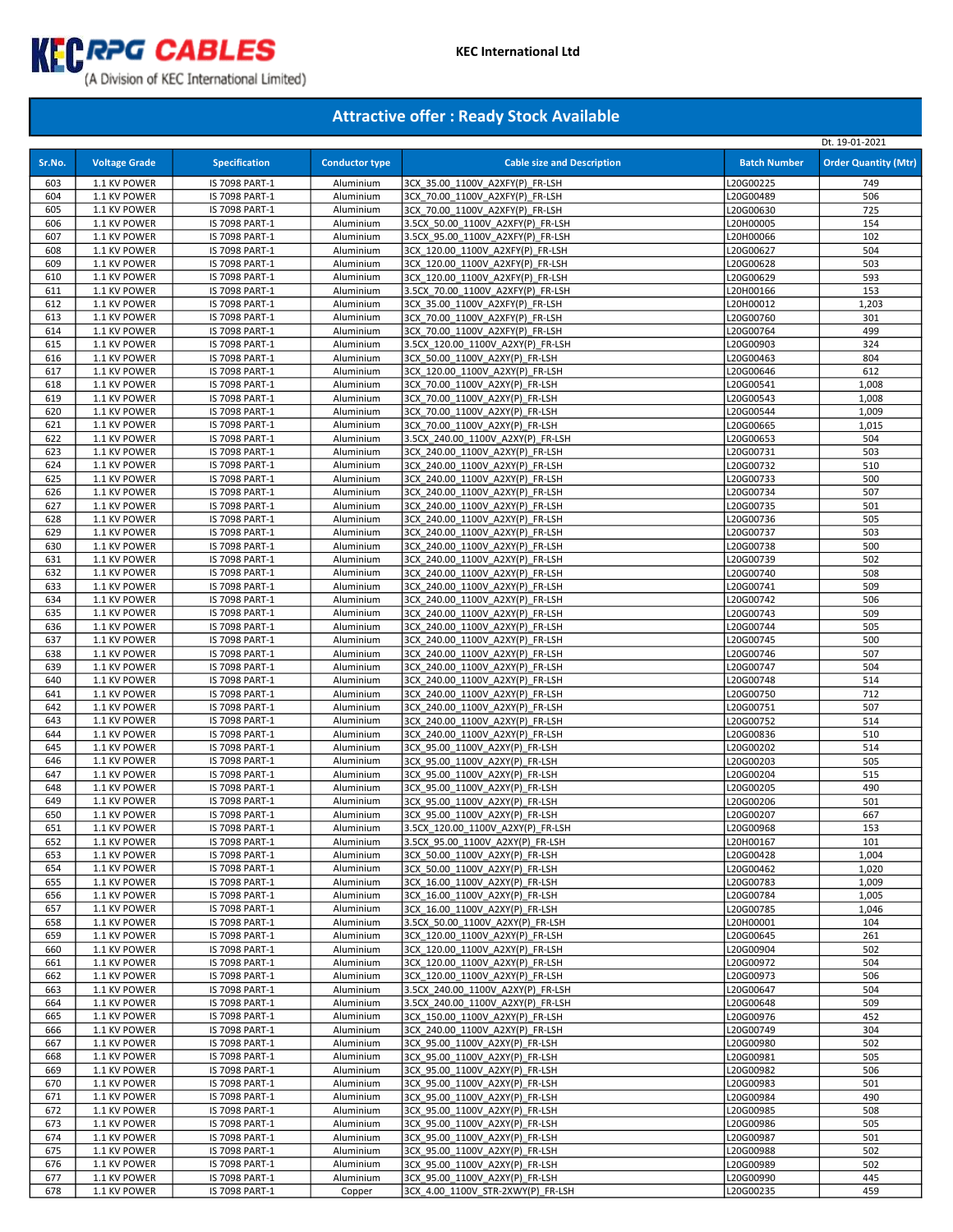KEC RPG CABLES
(A Division of KEC International Limited)

KEC International Ltd

## Attractive offer : Ready Stock Available

Dt. 19-01-2021

| Sr.No. | Voltage Grade | Specification | Conductor type | Cable size and Description | Batch Number | Order Quantity (Mtr) |
|---|---|---|---|---|---|---|
| 603 | 1.1 KV POWER | IS 7098 PART-1 | Aluminium | 3CX_35.00_1100V_A2XFY(P)_FR-LSH | L20G00225 | 749 |
| 604 | 1.1 KV POWER | IS 7098 PART-1 | Aluminium | 3CX_70.00_1100V_A2XFY(P)_FR-LSH | L20G00489 | 506 |
| 605 | 1.1 KV POWER | IS 7098 PART-1 | Aluminium | 3CX_70.00_1100V_A2XFY(P)_FR-LSH | L20G00630 | 725 |
| 606 | 1.1 KV POWER | IS 7098 PART-1 | Aluminium | 3.5CX_50.00_1100V_A2XFY(P)_FR-LSH | L20H00005 | 154 |
| 607 | 1.1 KV POWER | IS 7098 PART-1 | Aluminium | 3.5CX_95.00_1100V_A2XFY(P)_FR-LSH | L20H00066 | 102 |
| 608 | 1.1 KV POWER | IS 7098 PART-1 | Aluminium | 3CX_120.00_1100V_A2XFY(P)_FR-LSH | L20G00627 | 504 |
| 609 | 1.1 KV POWER | IS 7098 PART-1 | Aluminium | 3CX_120.00_1100V_A2XFY(P)_FR-LSH | L20G00628 | 503 |
| 610 | 1.1 KV POWER | IS 7098 PART-1 | Aluminium | 3CX_120.00_1100V_A2XFY(P)_FR-LSH | L20G00629 | 593 |
| 611 | 1.1 KV POWER | IS 7098 PART-1 | Aluminium | 3.5CX_70.00_1100V_A2XFY(P)_FR-LSH | L20H00166 | 153 |
| 612 | 1.1 KV POWER | IS 7098 PART-1 | Aluminium | 3CX_35.00_1100V_A2XFY(P)_FR-LSH | L20H00012 | 1,203 |
| 613 | 1.1 KV POWER | IS 7098 PART-1 | Aluminium | 3CX_70.00_1100V_A2XFY(P)_FR-LSH | L20G00760 | 301 |
| 614 | 1.1 KV POWER | IS 7098 PART-1 | Aluminium | 3CX_70.00_1100V_A2XFY(P)_FR-LSH | L20G00764 | 499 |
| 615 | 1.1 KV POWER | IS 7098 PART-1 | Aluminium | 3.5CX_120.00_1100V_A2XY(P)_FR-LSH | L20G00903 | 324 |
| 616 | 1.1 KV POWER | IS 7098 PART-1 | Aluminium | 3CX_50.00_1100V_A2XY(P)_FR-LSH | L20G00463 | 804 |
| 617 | 1.1 KV POWER | IS 7098 PART-1 | Aluminium | 3CX_120.00_1100V_A2XY(P)_FR-LSH | L20G00646 | 612 |
| 618 | 1.1 KV POWER | IS 7098 PART-1 | Aluminium | 3CX_70.00_1100V_A2XY(P)_FR-LSH | L20G00541 | 1,008 |
| 619 | 1.1 KV POWER | IS 7098 PART-1 | Aluminium | 3CX_70.00_1100V_A2XY(P)_FR-LSH | L20G00543 | 1,008 |
| 620 | 1.1 KV POWER | IS 7098 PART-1 | Aluminium | 3CX_70.00_1100V_A2XY(P)_FR-LSH | L20G00544 | 1,009 |
| 621 | 1.1 KV POWER | IS 7098 PART-1 | Aluminium | 3CX_70.00_1100V_A2XY(P)_FR-LSH | L20G00665 | 1,015 |
| 622 | 1.1 KV POWER | IS 7098 PART-1 | Aluminium | 3.5CX_240.00_1100V_A2XY(P)_FR-LSH | L20G00653 | 504 |
| 623 | 1.1 KV POWER | IS 7098 PART-1 | Aluminium | 3CX_240.00_1100V_A2XY(P)_FR-LSH | L20G00731 | 503 |
| 624 | 1.1 KV POWER | IS 7098 PART-1 | Aluminium | 3CX_240.00_1100V_A2XY(P)_FR-LSH | L20G00732 | 510 |
| 625 | 1.1 KV POWER | IS 7098 PART-1 | Aluminium | 3CX_240.00_1100V_A2XY(P)_FR-LSH | L20G00733 | 500 |
| 626 | 1.1 KV POWER | IS 7098 PART-1 | Aluminium | 3CX_240.00_1100V_A2XY(P)_FR-LSH | L20G00734 | 507 |
| 627 | 1.1 KV POWER | IS 7098 PART-1 | Aluminium | 3CX_240.00_1100V_A2XY(P)_FR-LSH | L20G00735 | 501 |
| 628 | 1.1 KV POWER | IS 7098 PART-1 | Aluminium | 3CX_240.00_1100V_A2XY(P)_FR-LSH | L20G00736 | 505 |
| 629 | 1.1 KV POWER | IS 7098 PART-1 | Aluminium | 3CX_240.00_1100V_A2XY(P)_FR-LSH | L20G00737 | 503 |
| 630 | 1.1 KV POWER | IS 7098 PART-1 | Aluminium | 3CX_240.00_1100V_A2XY(P)_FR-LSH | L20G00738 | 500 |
| 631 | 1.1 KV POWER | IS 7098 PART-1 | Aluminium | 3CX_240.00_1100V_A2XY(P)_FR-LSH | L20G00739 | 502 |
| 632 | 1.1 KV POWER | IS 7098 PART-1 | Aluminium | 3CX_240.00_1100V_A2XY(P)_FR-LSH | L20G00740 | 508 |
| 633 | 1.1 KV POWER | IS 7098 PART-1 | Aluminium | 3CX_240.00_1100V_A2XY(P)_FR-LSH | L20G00741 | 509 |
| 634 | 1.1 KV POWER | IS 7098 PART-1 | Aluminium | 3CX_240.00_1100V_A2XY(P)_FR-LSH | L20G00742 | 506 |
| 635 | 1.1 KV POWER | IS 7098 PART-1 | Aluminium | 3CX_240.00_1100V_A2XY(P)_FR-LSH | L20G00743 | 509 |
| 636 | 1.1 KV POWER | IS 7098 PART-1 | Aluminium | 3CX_240.00_1100V_A2XY(P)_FR-LSH | L20G00744 | 505 |
| 637 | 1.1 KV POWER | IS 7098 PART-1 | Aluminium | 3CX_240.00_1100V_A2XY(P)_FR-LSH | L20G00745 | 500 |
| 638 | 1.1 KV POWER | IS 7098 PART-1 | Aluminium | 3CX_240.00_1100V_A2XY(P)_FR-LSH | L20G00746 | 507 |
| 639 | 1.1 KV POWER | IS 7098 PART-1 | Aluminium | 3CX_240.00_1100V_A2XY(P)_FR-LSH | L20G00747 | 504 |
| 640 | 1.1 KV POWER | IS 7098 PART-1 | Aluminium | 3CX_240.00_1100V_A2XY(P)_FR-LSH | L20G00748 | 514 |
| 641 | 1.1 KV POWER | IS 7098 PART-1 | Aluminium | 3CX_240.00_1100V_A2XY(P)_FR-LSH | L20G00750 | 712 |
| 642 | 1.1 KV POWER | IS 7098 PART-1 | Aluminium | 3CX_240.00_1100V_A2XY(P)_FR-LSH | L20G00751 | 507 |
| 643 | 1.1 KV POWER | IS 7098 PART-1 | Aluminium | 3CX_240.00_1100V_A2XY(P)_FR-LSH | L20G00752 | 514 |
| 644 | 1.1 KV POWER | IS 7098 PART-1 | Aluminium | 3CX_240.00_1100V_A2XY(P)_FR-LSH | L20G00836 | 510 |
| 645 | 1.1 KV POWER | IS 7098 PART-1 | Aluminium | 3CX_95.00_1100V_A2XY(P)_FR-LSH | L20G00202 | 514 |
| 646 | 1.1 KV POWER | IS 7098 PART-1 | Aluminium | 3CX_95.00_1100V_A2XY(P)_FR-LSH | L20G00203 | 505 |
| 647 | 1.1 KV POWER | IS 7098 PART-1 | Aluminium | 3CX_95.00_1100V_A2XY(P)_FR-LSH | L20G00204 | 515 |
| 648 | 1.1 KV POWER | IS 7098 PART-1 | Aluminium | 3CX_95.00_1100V_A2XY(P)_FR-LSH | L20G00205 | 490 |
| 649 | 1.1 KV POWER | IS 7098 PART-1 | Aluminium | 3CX_95.00_1100V_A2XY(P)_FR-LSH | L20G00206 | 501 |
| 650 | 1.1 KV POWER | IS 7098 PART-1 | Aluminium | 3CX_95.00_1100V_A2XY(P)_FR-LSH | L20G00207 | 667 |
| 651 | 1.1 KV POWER | IS 7098 PART-1 | Aluminium | 3.5CX_120.00_1100V_A2XY(P)_FR-LSH | L20G00968 | 153 |
| 652 | 1.1 KV POWER | IS 7098 PART-1 | Aluminium | 3.5CX_95.00_1100V_A2XY(P)_FR-LSH | L20H00167 | 101 |
| 653 | 1.1 KV POWER | IS 7098 PART-1 | Aluminium | 3CX_50.00_1100V_A2XY(P)_FR-LSH | L20G00428 | 1,004 |
| 654 | 1.1 KV POWER | IS 7098 PART-1 | Aluminium | 3CX_50.00_1100V_A2XY(P)_FR-LSH | L20G00462 | 1,020 |
| 655 | 1.1 KV POWER | IS 7098 PART-1 | Aluminium | 3CX_16.00_1100V_A2XY(P)_FR-LSH | L20G00783 | 1,009 |
| 656 | 1.1 KV POWER | IS 7098 PART-1 | Aluminium | 3CX_16.00_1100V_A2XY(P)_FR-LSH | L20G00784 | 1,005 |
| 657 | 1.1 KV POWER | IS 7098 PART-1 | Aluminium | 3CX_16.00_1100V_A2XY(P)_FR-LSH | L20G00785 | 1,046 |
| 658 | 1.1 KV POWER | IS 7098 PART-1 | Aluminium | 3.5CX_50.00_1100V_A2XY(P)_FR-LSH | L20H00001 | 104 |
| 659 | 1.1 KV POWER | IS 7098 PART-1 | Aluminium | 3CX_120.00_1100V_A2XY(P)_FR-LSH | L20G00645 | 261 |
| 660 | 1.1 KV POWER | IS 7098 PART-1 | Aluminium | 3CX_120.00_1100V_A2XY(P)_FR-LSH | L20G00904 | 502 |
| 661 | 1.1 KV POWER | IS 7098 PART-1 | Aluminium | 3CX_120.00_1100V_A2XY(P)_FR-LSH | L20G00972 | 504 |
| 662 | 1.1 KV POWER | IS 7098 PART-1 | Aluminium | 3CX_120.00_1100V_A2XY(P)_FR-LSH | L20G00973 | 506 |
| 663 | 1.1 KV POWER | IS 7098 PART-1 | Aluminium | 3.5CX_240.00_1100V_A2XY(P)_FR-LSH | L20G00647 | 504 |
| 664 | 1.1 KV POWER | IS 7098 PART-1 | Aluminium | 3.5CX_240.00_1100V_A2XY(P)_FR-LSH | L20G00648 | 509 |
| 665 | 1.1 KV POWER | IS 7098 PART-1 | Aluminium | 3CX_150.00_1100V_A2XY(P)_FR-LSH | L20G00976 | 452 |
| 666 | 1.1 KV POWER | IS 7098 PART-1 | Aluminium | 3CX_240.00_1100V_A2XY(P)_FR-LSH | L20G00749 | 304 |
| 667 | 1.1 KV POWER | IS 7098 PART-1 | Aluminium | 3CX_95.00_1100V_A2XY(P)_FR-LSH | L20G00980 | 502 |
| 668 | 1.1 KV POWER | IS 7098 PART-1 | Aluminium | 3CX_95.00_1100V_A2XY(P)_FR-LSH | L20G00981 | 505 |
| 669 | 1.1 KV POWER | IS 7098 PART-1 | Aluminium | 3CX_95.00_1100V_A2XY(P)_FR-LSH | L20G00982 | 506 |
| 670 | 1.1 KV POWER | IS 7098 PART-1 | Aluminium | 3CX_95.00_1100V_A2XY(P)_FR-LSH | L20G00983 | 501 |
| 671 | 1.1 KV POWER | IS 7098 PART-1 | Aluminium | 3CX_95.00_1100V_A2XY(P)_FR-LSH | L20G00984 | 490 |
| 672 | 1.1 KV POWER | IS 7098 PART-1 | Aluminium | 3CX_95.00_1100V_A2XY(P)_FR-LSH | L20G00985 | 508 |
| 673 | 1.1 KV POWER | IS 7098 PART-1 | Aluminium | 3CX_95.00_1100V_A2XY(P)_FR-LSH | L20G00986 | 505 |
| 674 | 1.1 KV POWER | IS 7098 PART-1 | Aluminium | 3CX_95.00_1100V_A2XY(P)_FR-LSH | L20G00987 | 501 |
| 675 | 1.1 KV POWER | IS 7098 PART-1 | Aluminium | 3CX_95.00_1100V_A2XY(P)_FR-LSH | L20G00988 | 502 |
| 676 | 1.1 KV POWER | IS 7098 PART-1 | Aluminium | 3CX_95.00_1100V_A2XY(P)_FR-LSH | L20G00989 | 502 |
| 677 | 1.1 KV POWER | IS 7098 PART-1 | Aluminium | 3CX_95.00_1100V_A2XY(P)_FR-LSH | L20G00990 | 445 |
| 678 | 1.1 KV POWER | IS 7098 PART-1 | Copper | 3CX_4.00_1100V_STR-2XWY(P)_FR-LSH | L20G00235 | 459 |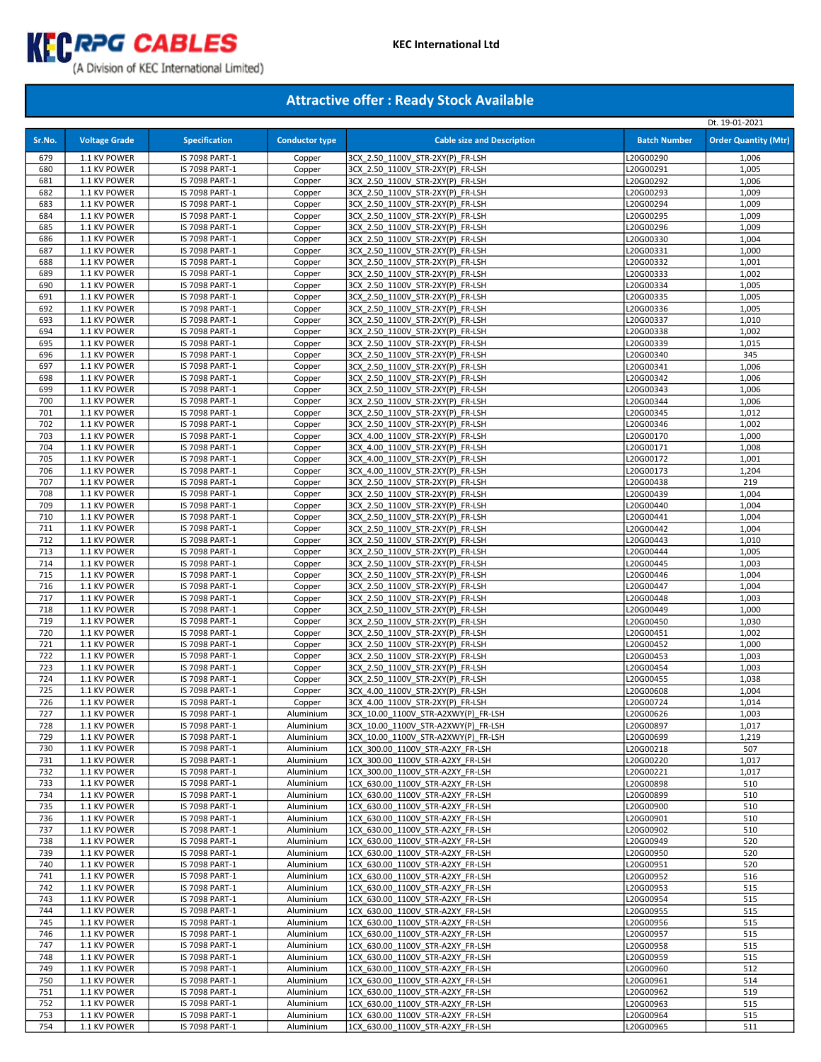KEC RPG CABLES (A Division of KEC International Limited)

KEC International Ltd

## Attractive offer : Ready Stock Available

Dt. 19-01-2021

| Sr.No. | Voltage Grade | Specification | Conductor type | Cable size and Description | Batch Number | Order Quantity (Mtr) |
|---|---|---|---|---|---|---|
| 679 | 1.1 KV POWER | IS 7098 PART-1 | Copper | 3CX_2.50_1100V_STR-2XY(P)_FR-LSH | L20G00290 | 1,006 |
| 680 | 1.1 KV POWER | IS 7098 PART-1 | Copper | 3CX_2.50_1100V_STR-2XY(P)_FR-LSH | L20G00291 | 1,005 |
| 681 | 1.1 KV POWER | IS 7098 PART-1 | Copper | 3CX_2.50_1100V_STR-2XY(P)_FR-LSH | L20G00292 | 1,006 |
| 682 | 1.1 KV POWER | IS 7098 PART-1 | Copper | 3CX_2.50_1100V_STR-2XY(P)_FR-LSH | L20G00293 | 1,009 |
| 683 | 1.1 KV POWER | IS 7098 PART-1 | Copper | 3CX_2.50_1100V_STR-2XY(P)_FR-LSH | L20G00294 | 1,009 |
| 684 | 1.1 KV POWER | IS 7098 PART-1 | Copper | 3CX_2.50_1100V_STR-2XY(P)_FR-LSH | L20G00295 | 1,009 |
| 685 | 1.1 KV POWER | IS 7098 PART-1 | Copper | 3CX_2.50_1100V_STR-2XY(P)_FR-LSH | L20G00296 | 1,009 |
| 686 | 1.1 KV POWER | IS 7098 PART-1 | Copper | 3CX_2.50_1100V_STR-2XY(P)_FR-LSH | L20G00330 | 1,004 |
| 687 | 1.1 KV POWER | IS 7098 PART-1 | Copper | 3CX_2.50_1100V_STR-2XY(P)_FR-LSH | L20G00331 | 1,000 |
| 688 | 1.1 KV POWER | IS 7098 PART-1 | Copper | 3CX_2.50_1100V_STR-2XY(P)_FR-LSH | L20G00332 | 1,001 |
| 689 | 1.1 KV POWER | IS 7098 PART-1 | Copper | 3CX_2.50_1100V_STR-2XY(P)_FR-LSH | L20G00333 | 1,002 |
| 690 | 1.1 KV POWER | IS 7098 PART-1 | Copper | 3CX_2.50_1100V_STR-2XY(P)_FR-LSH | L20G00334 | 1,005 |
| 691 | 1.1 KV POWER | IS 7098 PART-1 | Copper | 3CX_2.50_1100V_STR-2XY(P)_FR-LSH | L20G00335 | 1,005 |
| 692 | 1.1 KV POWER | IS 7098 PART-1 | Copper | 3CX_2.50_1100V_STR-2XY(P)_FR-LSH | L20G00336 | 1,005 |
| 693 | 1.1 KV POWER | IS 7098 PART-1 | Copper | 3CX_2.50_1100V_STR-2XY(P)_FR-LSH | L20G00337 | 1,010 |
| 694 | 1.1 KV POWER | IS 7098 PART-1 | Copper | 3CX_2.50_1100V_STR-2XY(P)_FR-LSH | L20G00338 | 1,002 |
| 695 | 1.1 KV POWER | IS 7098 PART-1 | Copper | 3CX_2.50_1100V_STR-2XY(P)_FR-LSH | L20G00339 | 1,015 |
| 696 | 1.1 KV POWER | IS 7098 PART-1 | Copper | 3CX_2.50_1100V_STR-2XY(P)_FR-LSH | L20G00340 | 345 |
| 697 | 1.1 KV POWER | IS 7098 PART-1 | Copper | 3CX_2.50_1100V_STR-2XY(P)_FR-LSH | L20G00341 | 1,006 |
| 698 | 1.1 KV POWER | IS 7098 PART-1 | Copper | 3CX_2.50_1100V_STR-2XY(P)_FR-LSH | L20G00342 | 1,006 |
| 699 | 1.1 KV POWER | IS 7098 PART-1 | Copper | 3CX_2.50_1100V_STR-2XY(P)_FR-LSH | L20G00343 | 1,006 |
| 700 | 1.1 KV POWER | IS 7098 PART-1 | Copper | 3CX_2.50_1100V_STR-2XY(P)_FR-LSH | L20G00344 | 1,006 |
| 701 | 1.1 KV POWER | IS 7098 PART-1 | Copper | 3CX_2.50_1100V_STR-2XY(P)_FR-LSH | L20G00345 | 1,012 |
| 702 | 1.1 KV POWER | IS 7098 PART-1 | Copper | 3CX_2.50_1100V_STR-2XY(P)_FR-LSH | L20G00346 | 1,002 |
| 703 | 1.1 KV POWER | IS 7098 PART-1 | Copper | 3CX_4.00_1100V_STR-2XY(P)_FR-LSH | L20G00170 | 1,000 |
| 704 | 1.1 KV POWER | IS 7098 PART-1 | Copper | 3CX_4.00_1100V_STR-2XY(P)_FR-LSH | L20G00171 | 1,008 |
| 705 | 1.1 KV POWER | IS 7098 PART-1 | Copper | 3CX_4.00_1100V_STR-2XY(P)_FR-LSH | L20G00172 | 1,001 |
| 706 | 1.1 KV POWER | IS 7098 PART-1 | Copper | 3CX_4.00_1100V_STR-2XY(P)_FR-LSH | L20G00173 | 1,204 |
| 707 | 1.1 KV POWER | IS 7098 PART-1 | Copper | 3CX_2.50_1100V_STR-2XY(P)_FR-LSH | L20G00438 | 219 |
| 708 | 1.1 KV POWER | IS 7098 PART-1 | Copper | 3CX_2.50_1100V_STR-2XY(P)_FR-LSH | L20G00439 | 1,004 |
| 709 | 1.1 KV POWER | IS 7098 PART-1 | Copper | 3CX_2.50_1100V_STR-2XY(P)_FR-LSH | L20G00440 | 1,004 |
| 710 | 1.1 KV POWER | IS 7098 PART-1 | Copper | 3CX_2.50_1100V_STR-2XY(P)_FR-LSH | L20G00441 | 1,004 |
| 711 | 1.1 KV POWER | IS 7098 PART-1 | Copper | 3CX_2.50_1100V_STR-2XY(P)_FR-LSH | L20G00442 | 1,004 |
| 712 | 1.1 KV POWER | IS 7098 PART-1 | Copper | 3CX_2.50_1100V_STR-2XY(P)_FR-LSH | L20G00443 | 1,010 |
| 713 | 1.1 KV POWER | IS 7098 PART-1 | Copper | 3CX_2.50_1100V_STR-2XY(P)_FR-LSH | L20G00444 | 1,005 |
| 714 | 1.1 KV POWER | IS 7098 PART-1 | Copper | 3CX_2.50_1100V_STR-2XY(P)_FR-LSH | L20G00445 | 1,003 |
| 715 | 1.1 KV POWER | IS 7098 PART-1 | Copper | 3CX_2.50_1100V_STR-2XY(P)_FR-LSH | L20G00446 | 1,004 |
| 716 | 1.1 KV POWER | IS 7098 PART-1 | Copper | 3CX_2.50_1100V_STR-2XY(P)_FR-LSH | L20G00447 | 1,004 |
| 717 | 1.1 KV POWER | IS 7098 PART-1 | Copper | 3CX_2.50_1100V_STR-2XY(P)_FR-LSH | L20G00448 | 1,003 |
| 718 | 1.1 KV POWER | IS 7098 PART-1 | Copper | 3CX_2.50_1100V_STR-2XY(P)_FR-LSH | L20G00449 | 1,000 |
| 719 | 1.1 KV POWER | IS 7098 PART-1 | Copper | 3CX_2.50_1100V_STR-2XY(P)_FR-LSH | L20G00450 | 1,030 |
| 720 | 1.1 KV POWER | IS 7098 PART-1 | Copper | 3CX_2.50_1100V_STR-2XY(P)_FR-LSH | L20G00451 | 1,002 |
| 721 | 1.1 KV POWER | IS 7098 PART-1 | Copper | 3CX_2.50_1100V_STR-2XY(P)_FR-LSH | L20G00452 | 1,000 |
| 722 | 1.1 KV POWER | IS 7098 PART-1 | Copper | 3CX_2.50_1100V_STR-2XY(P)_FR-LSH | L20G00453 | 1,003 |
| 723 | 1.1 KV POWER | IS 7098 PART-1 | Copper | 3CX_2.50_1100V_STR-2XY(P)_FR-LSH | L20G00454 | 1,003 |
| 724 | 1.1 KV POWER | IS 7098 PART-1 | Copper | 3CX_2.50_1100V_STR-2XY(P)_FR-LSH | L20G00455 | 1,038 |
| 725 | 1.1 KV POWER | IS 7098 PART-1 | Copper | 3CX_4.00_1100V_STR-2XY(P)_FR-LSH | L20G00608 | 1,004 |
| 726 | 1.1 KV POWER | IS 7098 PART-1 | Copper | 3CX_4.00_1100V_STR-2XY(P)_FR-LSH | L20G00724 | 1,014 |
| 727 | 1.1 KV POWER | IS 7098 PART-1 | Aluminium | 3CX_10.00_1100V_STR-A2XWY(P)_FR-LSH | L20G00626 | 1,003 |
| 728 | 1.1 KV POWER | IS 7098 PART-1 | Aluminium | 3CX_10.00_1100V_STR-A2XWY(P)_FR-LSH | L20G00897 | 1,017 |
| 729 | 1.1 KV POWER | IS 7098 PART-1 | Aluminium | 3CX_10.00_1100V_STR-A2XWY(P)_FR-LSH | L20G00699 | 1,219 |
| 730 | 1.1 KV POWER | IS 7098 PART-1 | Aluminium | 1CX_300.00_1100V_STR-A2XY_FR-LSH | L20G00218 | 507 |
| 731 | 1.1 KV POWER | IS 7098 PART-1 | Aluminium | 1CX_300.00_1100V_STR-A2XY_FR-LSH | L20G00220 | 1,017 |
| 732 | 1.1 KV POWER | IS 7098 PART-1 | Aluminium | 1CX_300.00_1100V_STR-A2XY_FR-LSH | L20G00221 | 1,017 |
| 733 | 1.1 KV POWER | IS 7098 PART-1 | Aluminium | 1CX_630.00_1100V_STR-A2XY_FR-LSH | L20G00898 | 510 |
| 734 | 1.1 KV POWER | IS 7098 PART-1 | Aluminium | 1CX_630.00_1100V_STR-A2XY_FR-LSH | L20G00899 | 510 |
| 735 | 1.1 KV POWER | IS 7098 PART-1 | Aluminium | 1CX_630.00_1100V_STR-A2XY_FR-LSH | L20G00900 | 510 |
| 736 | 1.1 KV POWER | IS 7098 PART-1 | Aluminium | 1CX_630.00_1100V_STR-A2XY_FR-LSH | L20G00901 | 510 |
| 737 | 1.1 KV POWER | IS 7098 PART-1 | Aluminium | 1CX_630.00_1100V_STR-A2XY_FR-LSH | L20G00902 | 510 |
| 738 | 1.1 KV POWER | IS 7098 PART-1 | Aluminium | 1CX_630.00_1100V_STR-A2XY_FR-LSH | L20G00949 | 520 |
| 739 | 1.1 KV POWER | IS 7098 PART-1 | Aluminium | 1CX_630.00_1100V_STR-A2XY_FR-LSH | L20G00950 | 520 |
| 740 | 1.1 KV POWER | IS 7098 PART-1 | Aluminium | 1CX_630.00_1100V_STR-A2XY_FR-LSH | L20G00951 | 520 |
| 741 | 1.1 KV POWER | IS 7098 PART-1 | Aluminium | 1CX_630.00_1100V_STR-A2XY_FR-LSH | L20G00952 | 516 |
| 742 | 1.1 KV POWER | IS 7098 PART-1 | Aluminium | 1CX_630.00_1100V_STR-A2XY_FR-LSH | L20G00953 | 515 |
| 743 | 1.1 KV POWER | IS 7098 PART-1 | Aluminium | 1CX_630.00_1100V_STR-A2XY_FR-LSH | L20G00954 | 515 |
| 744 | 1.1 KV POWER | IS 7098 PART-1 | Aluminium | 1CX_630.00_1100V_STR-A2XY_FR-LSH | L20G00955 | 515 |
| 745 | 1.1 KV POWER | IS 7098 PART-1 | Aluminium | 1CX_630.00_1100V_STR-A2XY_FR-LSH | L20G00956 | 515 |
| 746 | 1.1 KV POWER | IS 7098 PART-1 | Aluminium | 1CX_630.00_1100V_STR-A2XY_FR-LSH | L20G00957 | 515 |
| 747 | 1.1 KV POWER | IS 7098 PART-1 | Aluminium | 1CX_630.00_1100V_STR-A2XY_FR-LSH | L20G00958 | 515 |
| 748 | 1.1 KV POWER | IS 7098 PART-1 | Aluminium | 1CX_630.00_1100V_STR-A2XY_FR-LSH | L20G00959 | 515 |
| 749 | 1.1 KV POWER | IS 7098 PART-1 | Aluminium | 1CX_630.00_1100V_STR-A2XY_FR-LSH | L20G00960 | 512 |
| 750 | 1.1 KV POWER | IS 7098 PART-1 | Aluminium | 1CX_630.00_1100V_STR-A2XY_FR-LSH | L20G00961 | 514 |
| 751 | 1.1 KV POWER | IS 7098 PART-1 | Aluminium | 1CX_630.00_1100V_STR-A2XY_FR-LSH | L20G00962 | 519 |
| 752 | 1.1 KV POWER | IS 7098 PART-1 | Aluminium | 1CX_630.00_1100V_STR-A2XY_FR-LSH | L20G00963 | 515 |
| 753 | 1.1 KV POWER | IS 7098 PART-1 | Aluminium | 1CX_630.00_1100V_STR-A2XY_FR-LSH | L20G00964 | 515 |
| 754 | 1.1 KV POWER | IS 7098 PART-1 | Aluminium | 1CX_630.00_1100V_STR-A2XY_FR-LSH | L20G00965 | 511 |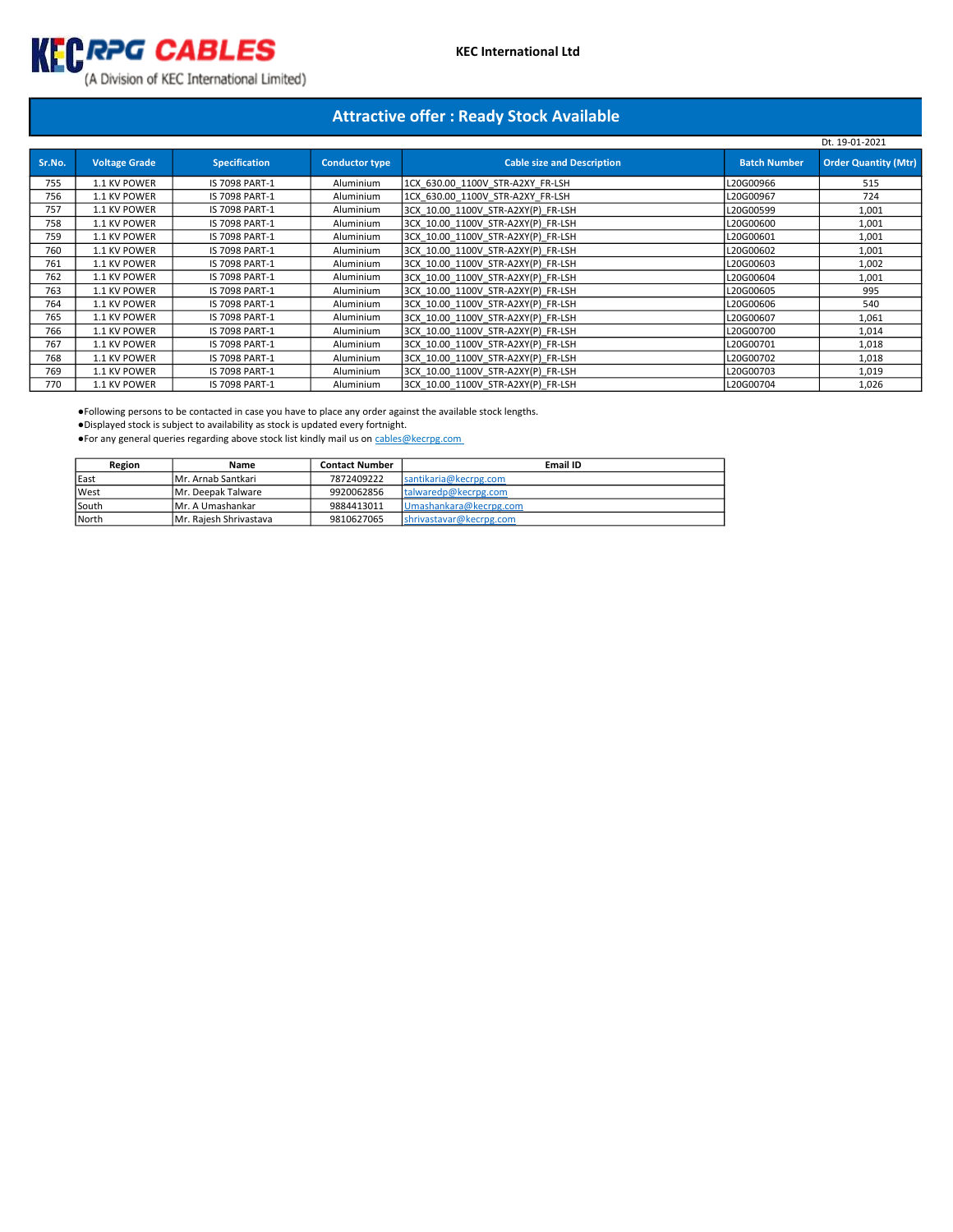KEC RPG CABLES (A Division of KEC International Limited)

KEC International Ltd

## Attractive offer : Ready Stock Available

Dt. 19-01-2021

| Sr.No. | Voltage Grade | Specification | Conductor type | Cable size and Description | Batch Number | Order Quantity (Mtr) |
|---|---|---|---|---|---|---|
| 755 | 1.1 KV POWER | IS 7098 PART-1 | Aluminium | 1CX_630.00_1100V_STR-A2XY_FR-LSH | L20G00966 | 515 |
| 756 | 1.1 KV POWER | IS 7098 PART-1 | Aluminium | 1CX_630.00_1100V_STR-A2XY_FR-LSH | L20G00967 | 724 |
| 757 | 1.1 KV POWER | IS 7098 PART-1 | Aluminium | 3CX_10.00_1100V_STR-A2XY(P)_FR-LSH | L20G00599 | 1,001 |
| 758 | 1.1 KV POWER | IS 7098 PART-1 | Aluminium | 3CX_10.00_1100V_STR-A2XY(P)_FR-LSH | L20G00600 | 1,001 |
| 759 | 1.1 KV POWER | IS 7098 PART-1 | Aluminium | 3CX_10.00_1100V_STR-A2XY(P)_FR-LSH | L20G00601 | 1,001 |
| 760 | 1.1 KV POWER | IS 7098 PART-1 | Aluminium | 3CX_10.00_1100V_STR-A2XY(P)_FR-LSH | L20G00602 | 1,001 |
| 761 | 1.1 KV POWER | IS 7098 PART-1 | Aluminium | 3CX_10.00_1100V_STR-A2XY(P)_FR-LSH | L20G00603 | 1,002 |
| 762 | 1.1 KV POWER | IS 7098 PART-1 | Aluminium | 3CX_10.00_1100V_STR-A2XY(P)_FR-LSH | L20G00604 | 1,001 |
| 763 | 1.1 KV POWER | IS 7098 PART-1 | Aluminium | 3CX_10.00_1100V_STR-A2XY(P)_FR-LSH | L20G00605 | 995 |
| 764 | 1.1 KV POWER | IS 7098 PART-1 | Aluminium | 3CX_10.00_1100V_STR-A2XY(P)_FR-LSH | L20G00606 | 540 |
| 765 | 1.1 KV POWER | IS 7098 PART-1 | Aluminium | 3CX_10.00_1100V_STR-A2XY(P)_FR-LSH | L20G00607 | 1,061 |
| 766 | 1.1 KV POWER | IS 7098 PART-1 | Aluminium | 3CX_10.00_1100V_STR-A2XY(P)_FR-LSH | L20G00700 | 1,014 |
| 767 | 1.1 KV POWER | IS 7098 PART-1 | Aluminium | 3CX_10.00_1100V_STR-A2XY(P)_FR-LSH | L20G00701 | 1,018 |
| 768 | 1.1 KV POWER | IS 7098 PART-1 | Aluminium | 3CX_10.00_1100V_STR-A2XY(P)_FR-LSH | L20G00702 | 1,018 |
| 769 | 1.1 KV POWER | IS 7098 PART-1 | Aluminium | 3CX_10.00_1100V_STR-A2XY(P)_FR-LSH | L20G00703 | 1,019 |
| 770 | 1.1 KV POWER | IS 7098 PART-1 | Aluminium | 3CX_10.00_1100V_STR-A2XY(P)_FR-LSH | L20G00704 | 1,026 |

- Following persons to be contacted in case you have to place any order against the available stock lengths.
- Displayed stock is subject to availability as stock is updated every fortnight.
- For any general queries regarding above stock list kindly mail us on cables@kecrpg.com

| Region | Name | Contact Number | Email ID |
|---|---|---|---|
| East | Mr. Arnab Santkari | 7872409222 | santikaria@kecrpg.com |
| West | Mr. Deepak Talware | 9920062856 | talwaredp@kecrpg.com |
| South | Mr. A Umashankar | 9884413011 | Umashankara@kecrpg.com |
| North | Mr. Rajesh Shrivastava | 9810627065 | shrivastavar@kecrpg.com |